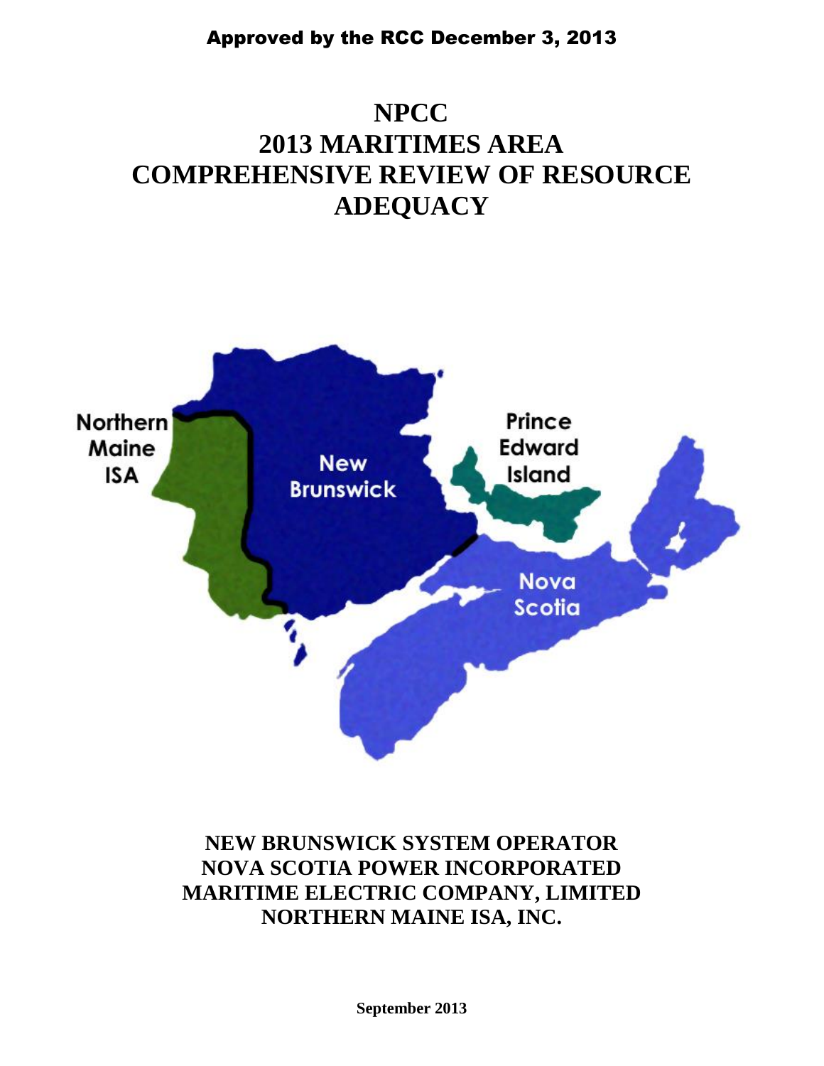**Approved by the RCC December 3, 2013**

# NPCC
# 2013 MARITIMES AREA
# COMPREHENSIVE REVIEW OF RESOURCE ADEQUACY

Northern Maine ISA

New Brunswick

Prince Edward Island

Nova Scotia

**NEW BRUNSWICK SYSTEM OPERATOR**
**NOVA SCOTIA POWER INCORPORATED**
**MARITIME ELECTRIC COMPANY, LIMITED**
**NORTHERN MAINE ISA, INC.**

**September 2013**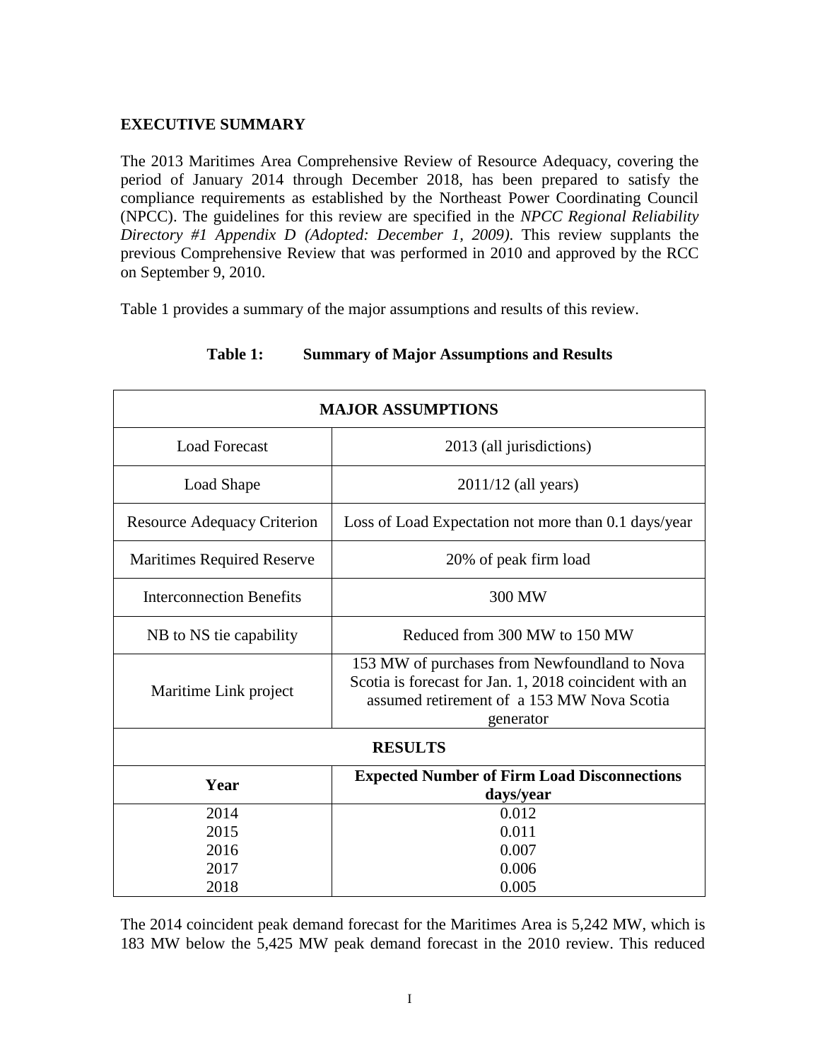## EXECUTIVE SUMMARY

The 2013 Maritimes Area Comprehensive Review of Resource Adequacy, covering the period of January 2014 through December 2018, has been prepared to satisfy the compliance requirements as established by the Northeast Power Coordinating Council (NPCC). The guidelines for this review are specified in the *NPCC Regional Reliability Directory #1 Appendix D (Adopted: December 1, 2009)*. This review supplants the previous Comprehensive Review that was performed in 2010 and approved by the RCC on September 9, 2010.

Table 1 provides a summary of the major assumptions and results of this review.

**Table 1: Summary of Major Assumptions and Results**

| **MAJOR ASSUMPTIONS** | |
|---|---|
| Load Forecast | 2013 (all jurisdictions) |
| Load Shape | 2011/12 (all years) |
| Resource Adequacy Criterion | Loss of Load Expectation not more than 0.1 days/year |
| Maritimes Required Reserve | 20% of peak firm load |
| Interconnection Benefits | 300 MW |
| NB to NS tie capability | Reduced from 300 MW to 150 MW |
| Maritime Link project | 153 MW of purchases from Newfoundland to Nova Scotia is forecast for Jan. 1, 2018 coincident with an assumed retirement of a 153 MW Nova Scotia generator |
| **RESULTS** | |
| **Year** | **Expected Number of Firm Load Disconnections days/year** |
| 2014 | 0.012 |
| 2015 | 0.011 |
| 2016 | 0.007 |
| 2017 | 0.006 |
| 2018 | 0.005 |

The 2014 coincident peak demand forecast for the Maritimes Area is 5,242 MW, which is 183 MW below the 5,425 MW peak demand forecast in the 2010 review. This reduced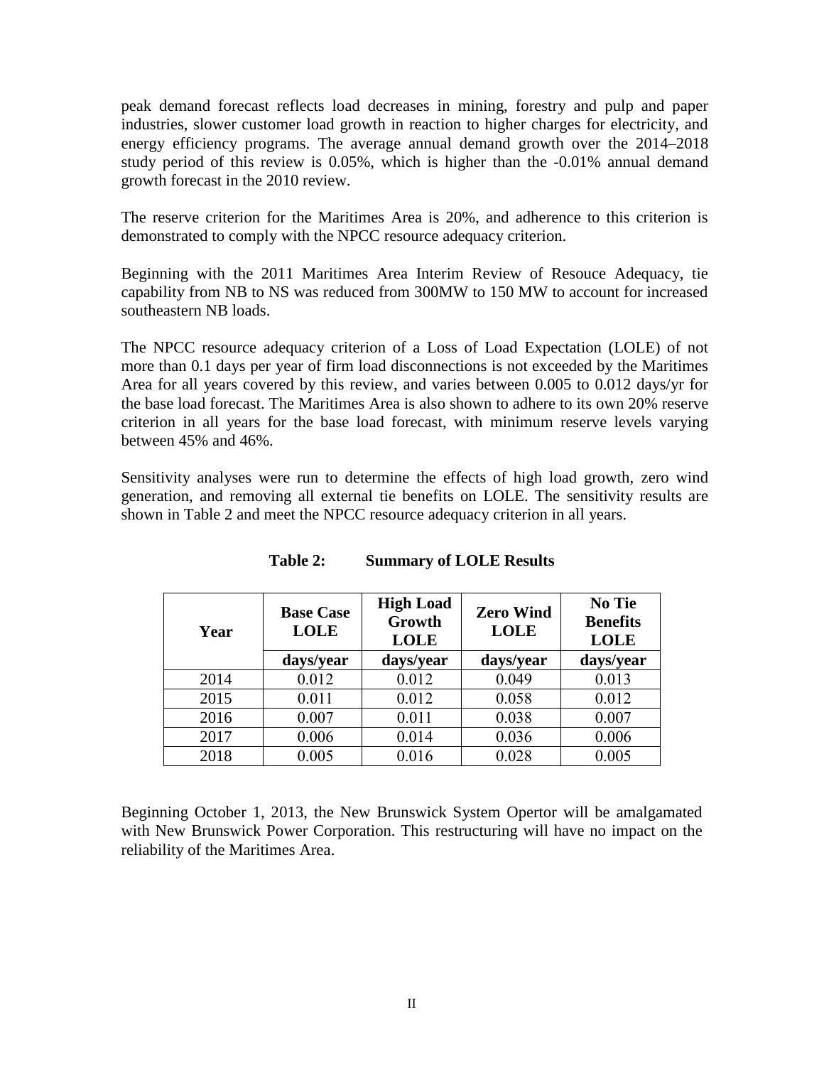peak demand forecast reflects load decreases in mining, forestry and pulp and paper industries, slower customer load growth in reaction to higher charges for electricity, and energy efficiency programs. The average annual demand growth over the 2014–2018 study period of this review is 0.05%, which is higher than the -0.01% annual demand growth forecast in the 2010 review.

The reserve criterion for the Maritimes Area is 20%, and adherence to this criterion is demonstrated to comply with the NPCC resource adequacy criterion.

Beginning with the 2011 Maritimes Area Interim Review of Resouce Adequacy, tie capability from NB to NS was reduced from 300MW to 150 MW to account for increased southeastern NB loads.

The NPCC resource adequacy criterion of a Loss of Load Expectation (LOLE) of not more than 0.1 days per year of firm load disconnections is not exceeded by the Maritimes Area for all years covered by this review, and varies between 0.005 to 0.012 days/yr for the base load forecast. The Maritimes Area is also shown to adhere to its own 20% reserve criterion in all years for the base load forecast, with minimum reserve levels varying between 45% and 46%.

Sensitivity analyses were run to determine the effects of high load growth, zero wind generation, and removing all external tie benefits on LOLE. The sensitivity results are shown in Table 2 and meet the NPCC resource adequacy criterion in all years.

**Table 2: Summary of LOLE Results**

| Year | Base Case LOLE | High Load Growth LOLE | Zero Wind LOLE | No Tie Benefits LOLE |
|---|---|---|---|---|
| | days/year | days/year | days/year | days/year |
| 2014 | 0.012 | 0.012 | 0.049 | 0.013 |
| 2015 | 0.011 | 0.012 | 0.058 | 0.012 |
| 2016 | 0.007 | 0.011 | 0.038 | 0.007 |
| 2017 | 0.006 | 0.014 | 0.036 | 0.006 |
| 2018 | 0.005 | 0.016 | 0.028 | 0.005 |

Beginning October 1, 2013, the New Brunswick System Opertor will be amalgamated with New Brunswick Power Corporation. This restructuring will have no impact on the reliability of the Maritimes Area.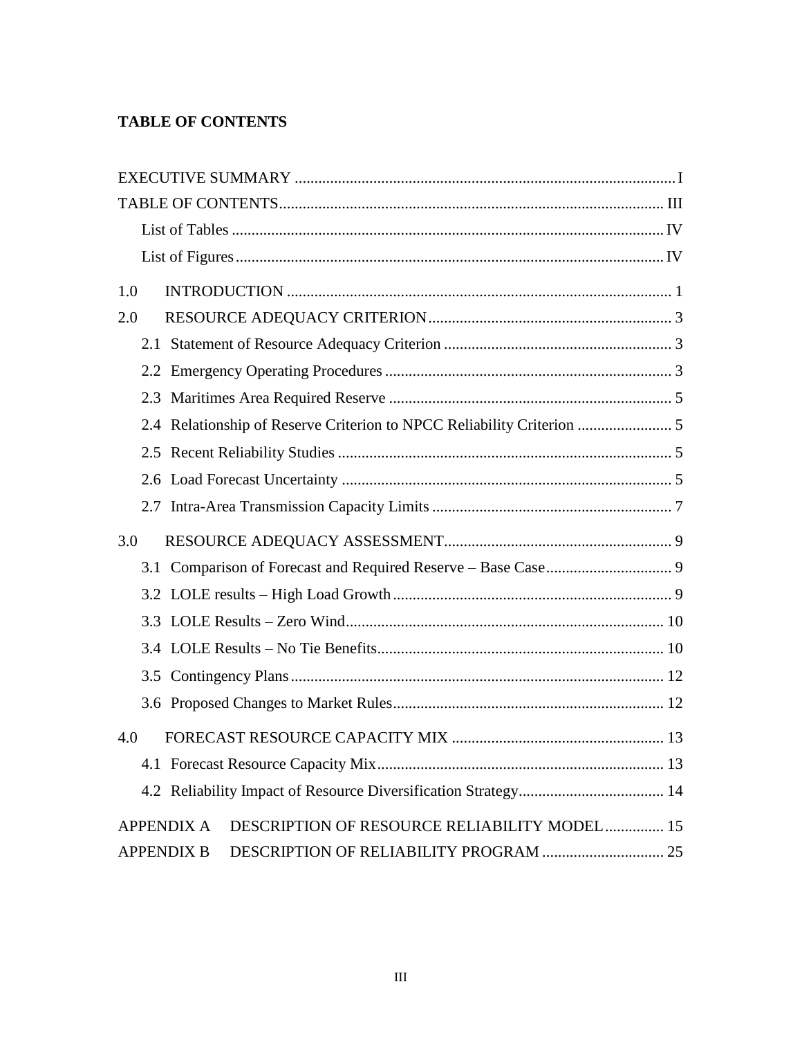## TABLE OF CONTENTS

EXECUTIVE SUMMARY ................................................................................................I

TABLE OF CONTENTS................................................................................................ III

List of Tables ............................................................................................................IV

List of Figures............................................................................................................IV

1.0 INTRODUCTION ................................................................................................ 1

2.0 RESOURCE ADEQUACY CRITERION............................................................. 3

2.1 Statement of Resource Adequacy Criterion .......................................................... 3

2.2 Emergency Operating Procedures ........................................................................ 3

2.3 Maritimes Area Required Reserve ....................................................................... 5

2.4 Relationship of Reserve Criterion to NPCC Reliability Criterion ........................ 5

2.5 Recent Reliability Studies .................................................................................... 5

2.6 Load Forecast Uncertainty ................................................................................... 5

2.7 Intra-Area Transmission Capacity Limits ............................................................. 7

3.0 RESOURCE ADEQUACY ASSESSMENT.......................................................... 9

3.1 Comparison of Forecast and Required Reserve – Base Case................................ 9

3.2 LOLE results – High Load Growth....................................................................... 9

3.3 LOLE Results – Zero Wind................................................................................. 10

3.4 LOLE Results – No Tie Benefits......................................................................... 10

3.5 Contingency Plans.............................................................................................. 12

3.6 Proposed Changes to Market Rules..................................................................... 12

4.0 FORECAST RESOURCE CAPACITY MIX ...................................................... 13

4.1 Forecast Resource Capacity Mix......................................................................... 13

4.2 Reliability Impact of Resource Diversification Strategy..................................... 14

APPENDIX A DESCRIPTION OF RESOURCE RELIABILITY MODEL............... 15

APPENDIX B DESCRIPTION OF RELIABILITY PROGRAM ............................... 25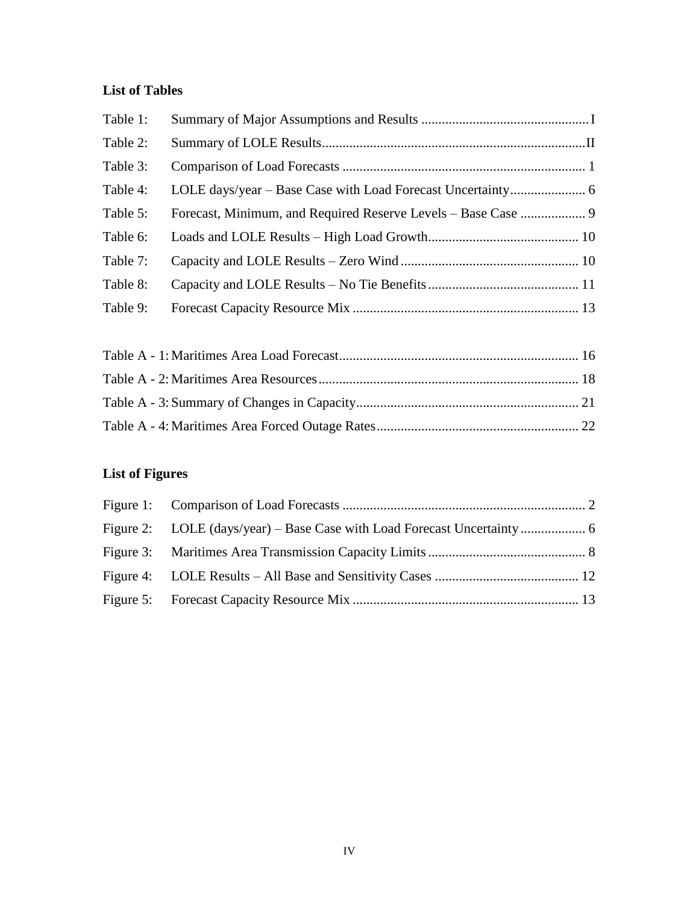**List of Tables**

| | | |
|---|---|---|
| Table 1: | Summary of Major Assumptions and Results | I |
| Table 2: | Summary of LOLE Results | II |
| Table 3: | Comparison of Load Forecasts | 1 |
| Table 4: | LOLE days/year – Base Case with Load Forecast Uncertainty | 6 |
| Table 5: | Forecast, Minimum, and Required Reserve Levels – Base Case | 9 |
| Table 6: | Loads and LOLE Results – High Load Growth | 10 |
| Table 7: | Capacity and LOLE Results – Zero Wind | 10 |
| Table 8: | Capacity and LOLE Results – No Tie Benefits | 11 |
| Table 9: | Forecast Capacity Resource Mix | 13 |

| | | |
|---|---|---|
| Table A - 1: | Maritimes Area Load Forecast | 16 |
| Table A - 2: | Maritimes Area Resources | 18 |
| Table A - 3: | Summary of Changes in Capacity | 21 |
| Table A - 4: | Maritimes Area Forced Outage Rates | 22 |

**List of Figures**

| | | |
|---|---|---|
| Figure 1: | Comparison of Load Forecasts | 2 |
| Figure 2: | LOLE (days/year) – Base Case with Load Forecast Uncertainty | 6 |
| Figure 3: | Maritimes Area Transmission Capacity Limits | 8 |
| Figure 4: | LOLE Results – All Base and Sensitivity Cases | 12 |
| Figure 5: | Forecast Capacity Resource Mix | 13 |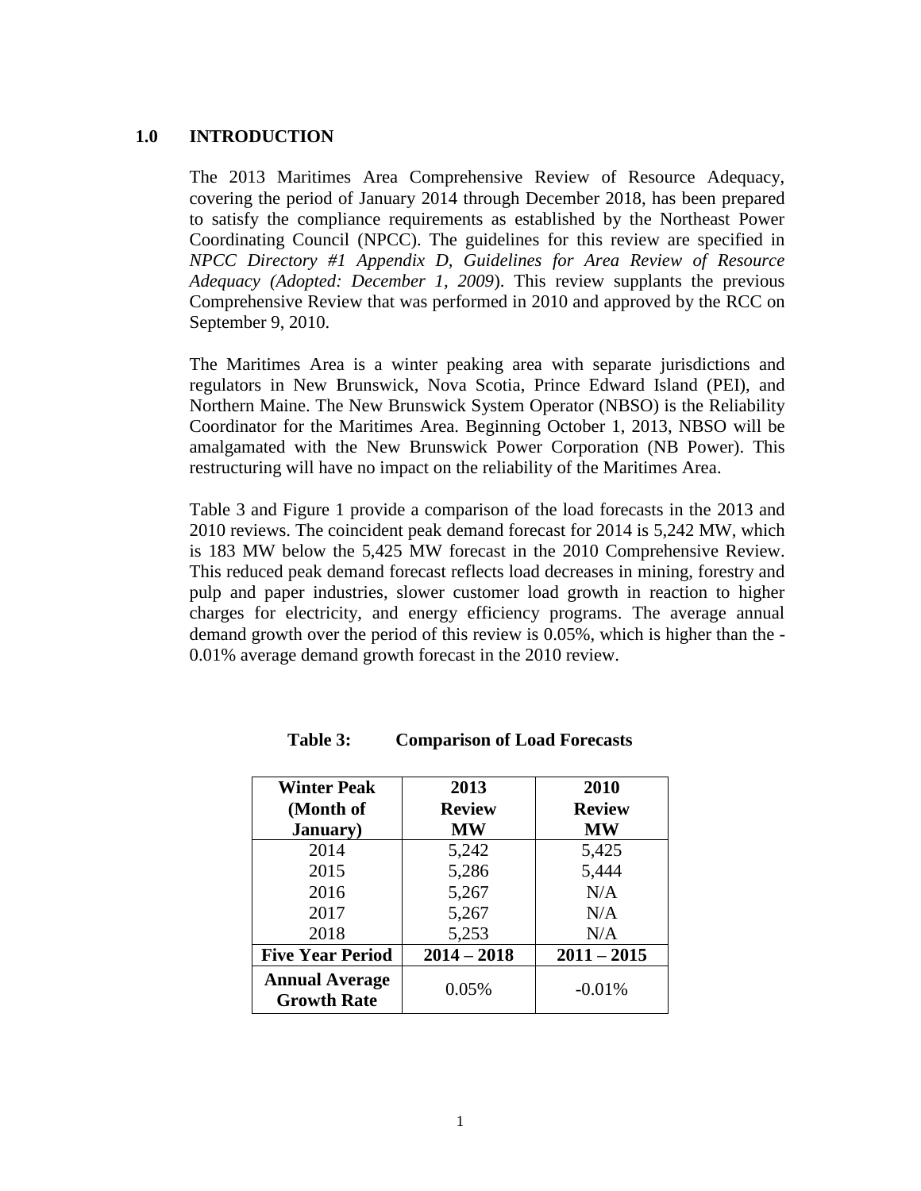## 1.0 INTRODUCTION

The 2013 Maritimes Area Comprehensive Review of Resource Adequacy, covering the period of January 2014 through December 2018, has been prepared to satisfy the compliance requirements as established by the Northeast Power Coordinating Council (NPCC). The guidelines for this review are specified in *NPCC Directory #1 Appendix D, Guidelines for Area Review of Resource Adequacy (Adopted: December 1, 2009)*. This review supplants the previous Comprehensive Review that was performed in 2010 and approved by the RCC on September 9, 2010.

The Maritimes Area is a winter peaking area with separate jurisdictions and regulators in New Brunswick, Nova Scotia, Prince Edward Island (PEI), and Northern Maine. The New Brunswick System Operator (NBSO) is the Reliability Coordinator for the Maritimes Area. Beginning October 1, 2013, NBSO will be amalgamated with the New Brunswick Power Corporation (NB Power). This restructuring will have no impact on the reliability of the Maritimes Area.

Table 3 and Figure 1 provide a comparison of the load forecasts in the 2013 and 2010 reviews. The coincident peak demand forecast for 2014 is 5,242 MW, which is 183 MW below the 5,425 MW forecast in the 2010 Comprehensive Review. This reduced peak demand forecast reflects load decreases in mining, forestry and pulp and paper industries, slower customer load growth in reaction to higher charges for electricity, and energy efficiency programs. The average annual demand growth over the period of this review is 0.05%, which is higher than the -0.01% average demand growth forecast in the 2010 review.

**Table 3: Comparison of Load Forecasts**

| Winter Peak (Month of January) | 2013 Review MW | 2010 Review MW |
|---|---|---|
| 2014 | 5,242 | 5,425 |
| 2015 | 5,286 | 5,444 |
| 2016 | 5,267 | N/A |
| 2017 | 5,267 | N/A |
| 2018 | 5,253 | N/A |
| **Five Year Period** | **2014 – 2018** | **2011 – 2015** |
| **Annual Average Growth Rate** | 0.05% | -0.01% |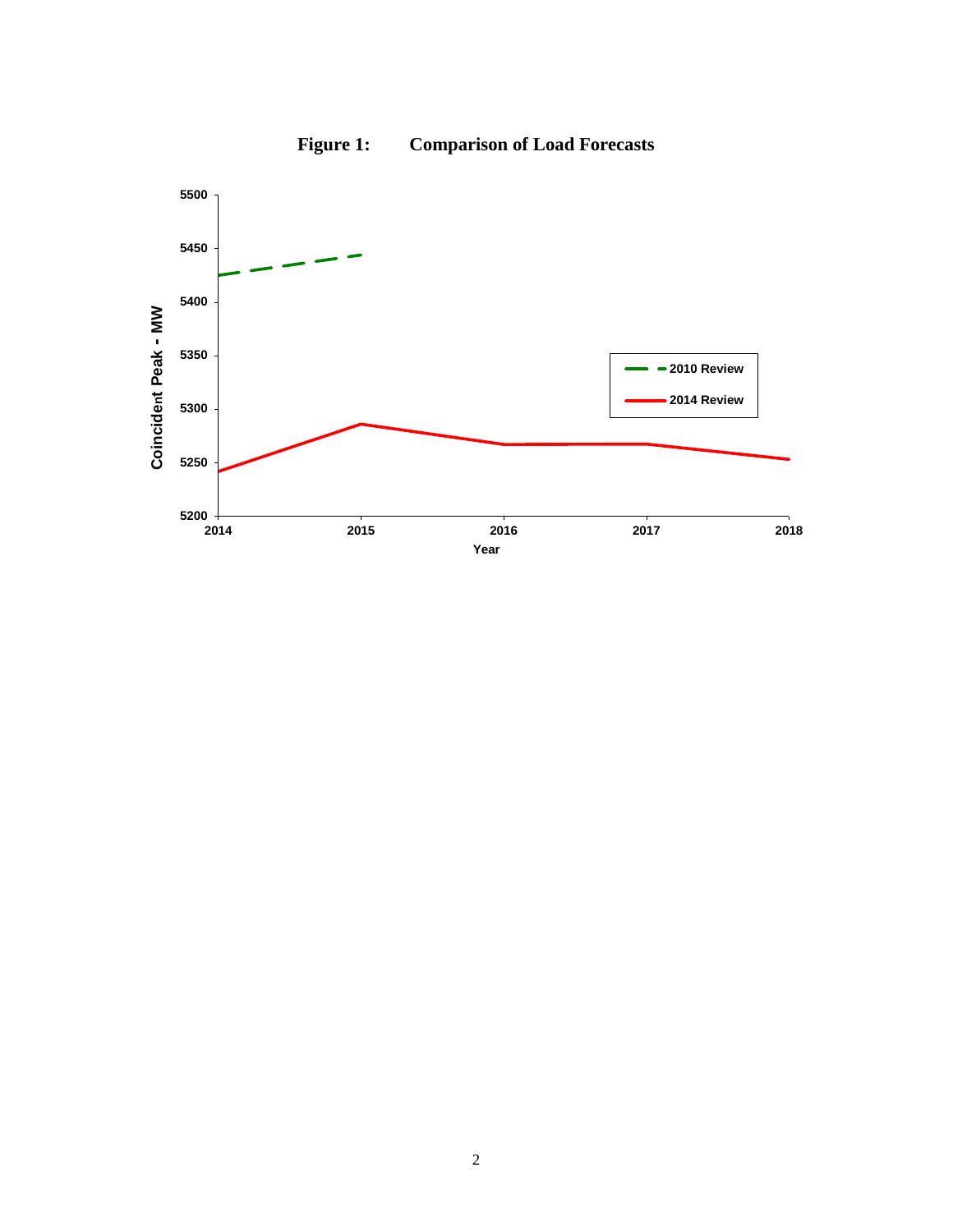**Figure 1: Comparison of Load Forecasts**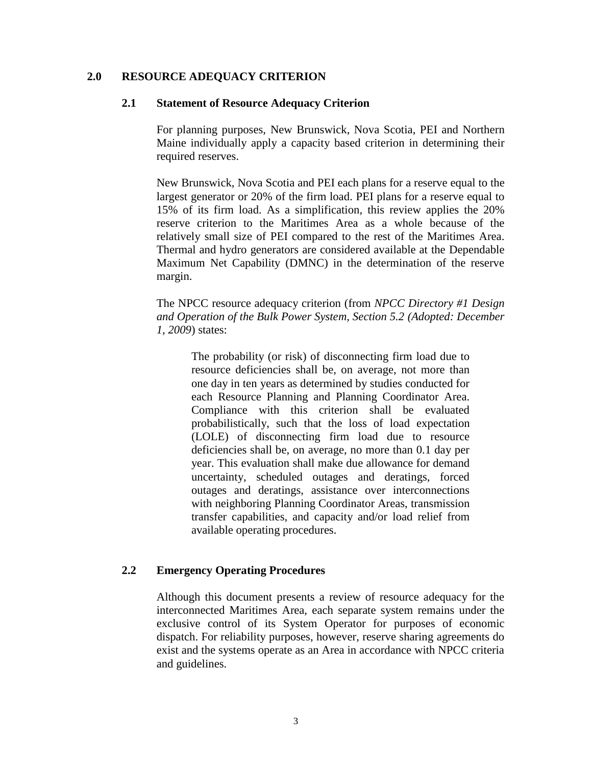## 2.0 RESOURCE ADEQUACY CRITERION

### 2.1 Statement of Resource Adequacy Criterion

For planning purposes, New Brunswick, Nova Scotia, PEI and Northern Maine individually apply a capacity based criterion in determining their required reserves.

New Brunswick, Nova Scotia and PEI each plans for a reserve equal to the largest generator or 20% of the firm load. PEI plans for a reserve equal to 15% of its firm load. As a simplification, this review applies the 20% reserve criterion to the Maritimes Area as a whole because of the relatively small size of PEI compared to the rest of the Maritimes Area. Thermal and hydro generators are considered available at the Dependable Maximum Net Capability (DMNC) in the determination of the reserve margin.

The NPCC resource adequacy criterion (from *NPCC Directory #1 Design and Operation of the Bulk Power System, Section 5.2 (Adopted: December 1, 2009*) states:

> The probability (or risk) of disconnecting firm load due to resource deficiencies shall be, on average, not more than one day in ten years as determined by studies conducted for each Resource Planning and Planning Coordinator Area. Compliance with this criterion shall be evaluated probabilistically, such that the loss of load expectation (LOLE) of disconnecting firm load due to resource deficiencies shall be, on average, no more than 0.1 day per year. This evaluation shall make due allowance for demand uncertainty, scheduled outages and deratings, forced outages and deratings, assistance over interconnections with neighboring Planning Coordinator Areas, transmission transfer capabilities, and capacity and/or load relief from available operating procedures.

### 2.2 Emergency Operating Procedures

Although this document presents a review of resource adequacy for the interconnected Maritimes Area, each separate system remains under the exclusive control of its System Operator for purposes of economic dispatch. For reliability purposes, however, reserve sharing agreements do exist and the systems operate as an Area in accordance with NPCC criteria and guidelines.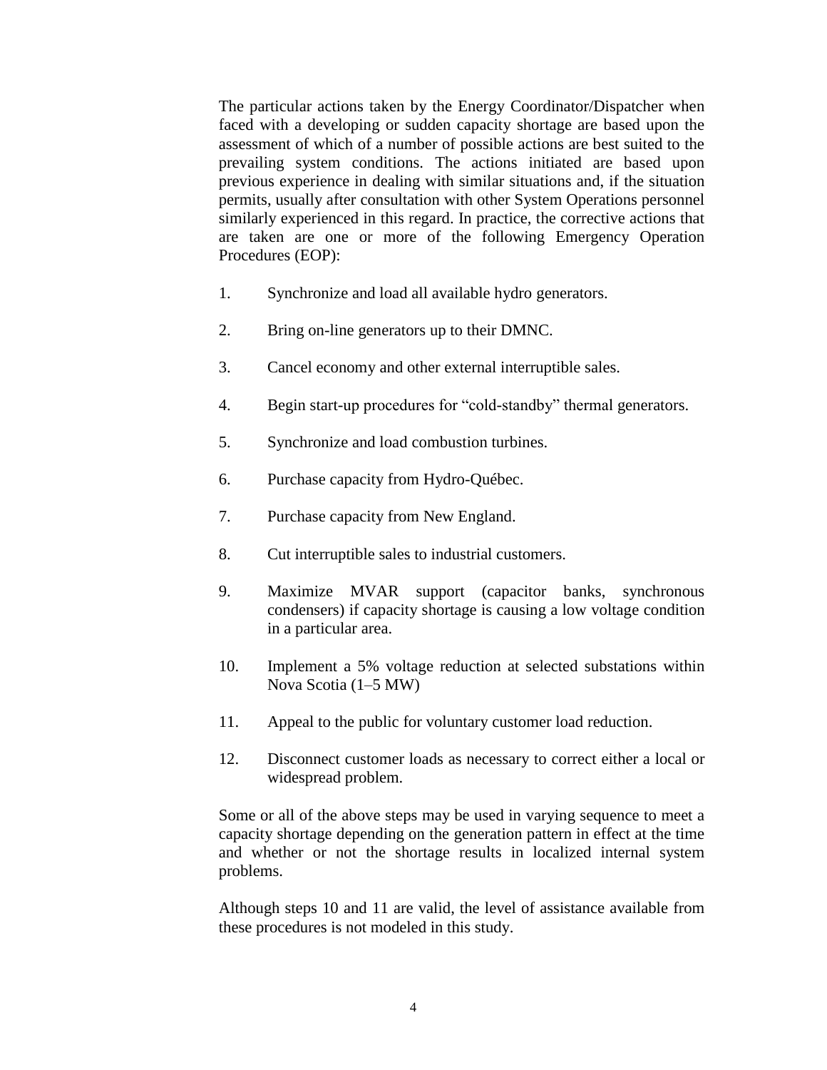The particular actions taken by the Energy Coordinator/Dispatcher when faced with a developing or sudden capacity shortage are based upon the assessment of which of a number of possible actions are best suited to the prevailing system conditions. The actions initiated are based upon previous experience in dealing with similar situations and, if the situation permits, usually after consultation with other System Operations personnel similarly experienced in this regard. In practice, the corrective actions that are taken are one or more of the following Emergency Operation Procedures (EOP):

1. Synchronize and load all available hydro generators.
2. Bring on-line generators up to their DMNC.
3. Cancel economy and other external interruptible sales.
4. Begin start-up procedures for “cold-standby” thermal generators.
5. Synchronize and load combustion turbines.
6. Purchase capacity from Hydro-Québec.
7. Purchase capacity from New England.
8. Cut interruptible sales to industrial customers.
9. Maximize MVAR support (capacitor banks, synchronous condensers) if capacity shortage is causing a low voltage condition in a particular area.
10. Implement a 5% voltage reduction at selected substations within Nova Scotia (1–5 MW)
11. Appeal to the public for voluntary customer load reduction.
12. Disconnect customer loads as necessary to correct either a local or widespread problem.

Some or all of the above steps may be used in varying sequence to meet a capacity shortage depending on the generation pattern in effect at the time and whether or not the shortage results in localized internal system problems.

Although steps 10 and 11 are valid, the level of assistance available from these procedures is not modeled in this study.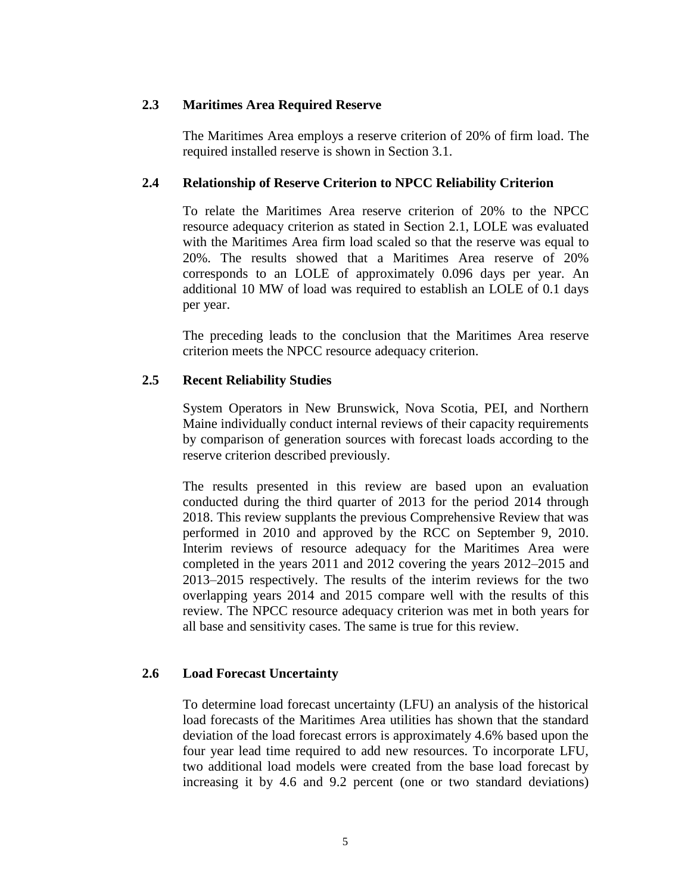### 2.3 Maritimes Area Required Reserve

The Maritimes Area employs a reserve criterion of 20% of firm load. The required installed reserve is shown in Section 3.1.

### 2.4 Relationship of Reserve Criterion to NPCC Reliability Criterion

To relate the Maritimes Area reserve criterion of 20% to the NPCC resource adequacy criterion as stated in Section 2.1, LOLE was evaluated with the Maritimes Area firm load scaled so that the reserve was equal to 20%. The results showed that a Maritimes Area reserve of 20% corresponds to an LOLE of approximately 0.096 days per year. An additional 10 MW of load was required to establish an LOLE of 0.1 days per year.

The preceding leads to the conclusion that the Maritimes Area reserve criterion meets the NPCC resource adequacy criterion.

### 2.5 Recent Reliability Studies

System Operators in New Brunswick, Nova Scotia, PEI, and Northern Maine individually conduct internal reviews of their capacity requirements by comparison of generation sources with forecast loads according to the reserve criterion described previously.

The results presented in this review are based upon an evaluation conducted during the third quarter of 2013 for the period 2014 through 2018. This review supplants the previous Comprehensive Review that was performed in 2010 and approved by the RCC on September 9, 2010. Interim reviews of resource adequacy for the Maritimes Area were completed in the years 2011 and 2012 covering the years 2012–2015 and 2013–2015 respectively. The results of the interim reviews for the two overlapping years 2014 and 2015 compare well with the results of this review. The NPCC resource adequacy criterion was met in both years for all base and sensitivity cases. The same is true for this review.

### 2.6 Load Forecast Uncertainty

To determine load forecast uncertainty (LFU) an analysis of the historical load forecasts of the Maritimes Area utilities has shown that the standard deviation of the load forecast errors is approximately 4.6% based upon the four year lead time required to add new resources. To incorporate LFU, two additional load models were created from the base load forecast by increasing it by 4.6 and 9.2 percent (one or two standard deviations)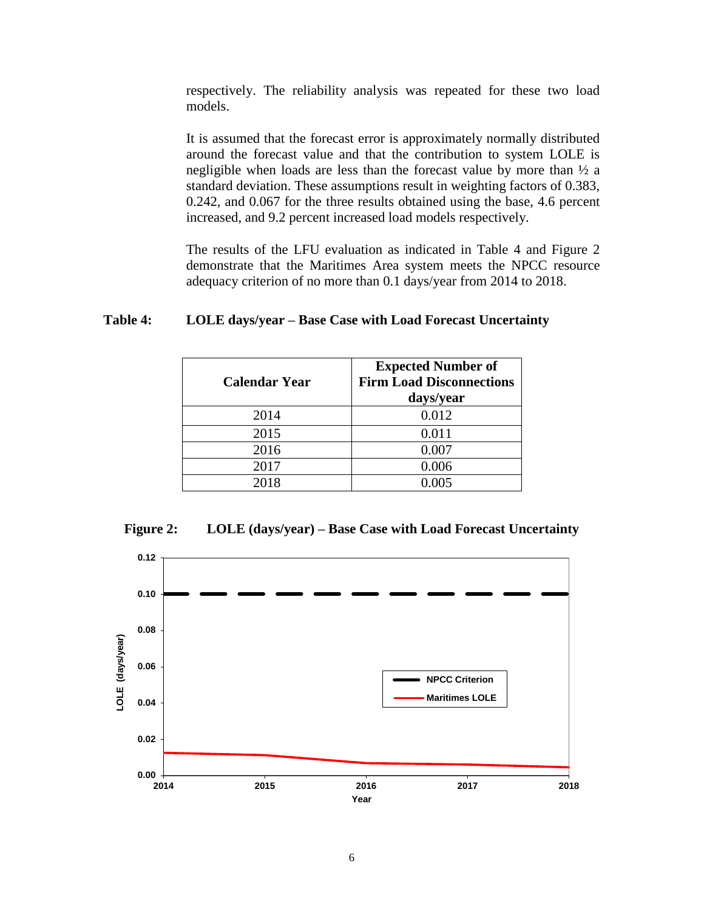respectively. The reliability analysis was repeated for these two load models.

It is assumed that the forecast error is approximately normally distributed around the forecast value and that the contribution to system LOLE is negligible when loads are less than the forecast value by more than ½ a standard deviation. These assumptions result in weighting factors of 0.383, 0.242, and 0.067 for the three results obtained using the base, 4.6 percent increased, and 9.2 percent increased load models respectively.

The results of the LFU evaluation as indicated in Table 4 and Figure 2 demonstrate that the Maritimes Area system meets the NPCC resource adequacy criterion of no more than 0.1 days/year from 2014 to 2018.

**Table 4: LOLE days/year – Base Case with Load Forecast Uncertainty**

| Calendar Year | Expected Number of Firm Load Disconnections days/year |
|---|---|
| 2014 | 0.012 |
| 2015 | 0.011 |
| 2016 | 0.007 |
| 2017 | 0.006 |
| 2018 | 0.005 |

**Figure 2: LOLE (days/year) – Base Case with Load Forecast Uncertainty**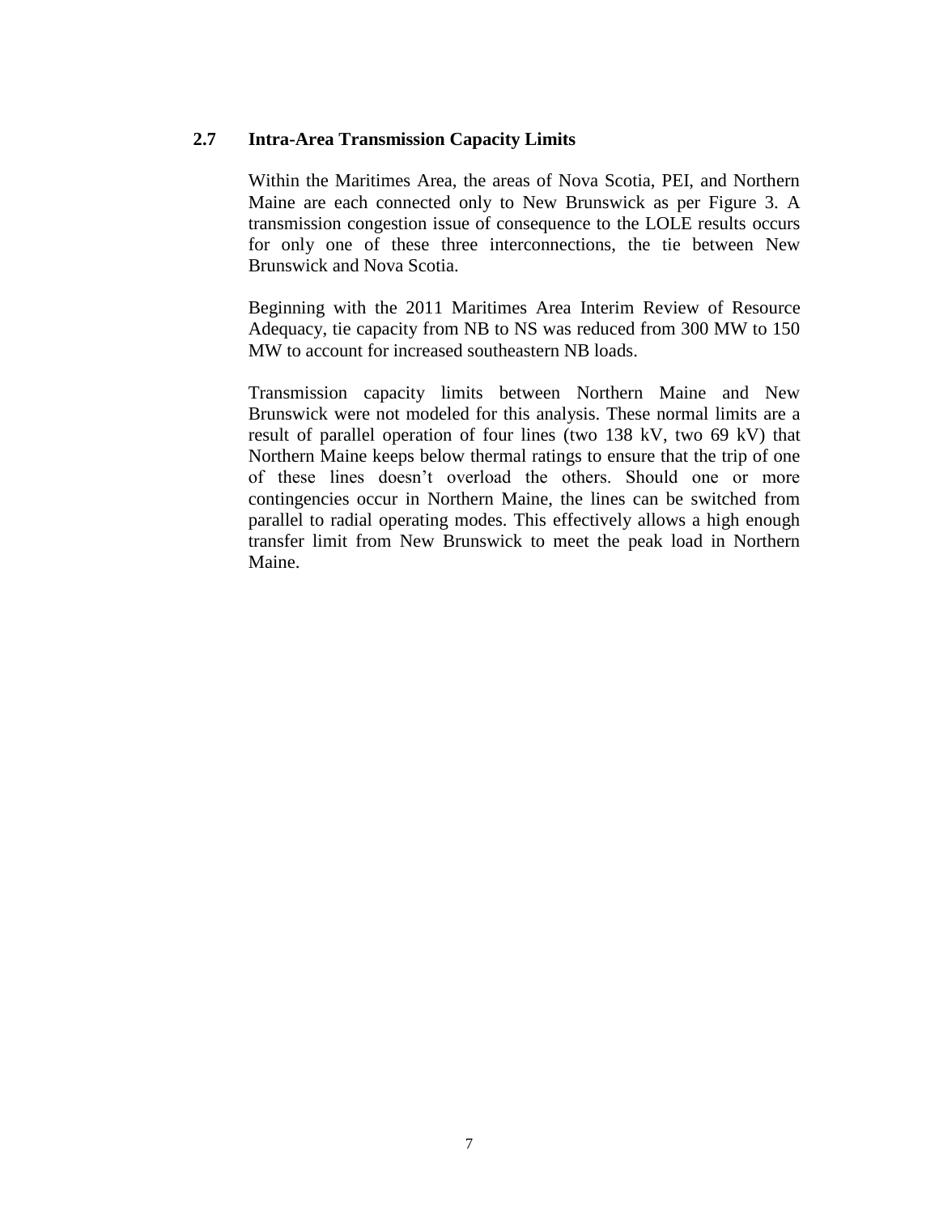## 2.7 Intra-Area Transmission Capacity Limits

Within the Maritimes Area, the areas of Nova Scotia, PEI, and Northern Maine are each connected only to New Brunswick as per Figure 3. A transmission congestion issue of consequence to the LOLE results occurs for only one of these three interconnections, the tie between New Brunswick and Nova Scotia.

Beginning with the 2011 Maritimes Area Interim Review of Resource Adequacy, tie capacity from NB to NS was reduced from 300 MW to 150 MW to account for increased southeastern NB loads.

Transmission capacity limits between Northern Maine and New Brunswick were not modeled for this analysis. These normal limits are a result of parallel operation of four lines (two 138 kV, two 69 kV) that Northern Maine keeps below thermal ratings to ensure that the trip of one of these lines doesn't overload the others. Should one or more contingencies occur in Northern Maine, the lines can be switched from parallel to radial operating modes. This effectively allows a high enough transfer limit from New Brunswick to meet the peak load in Northern Maine.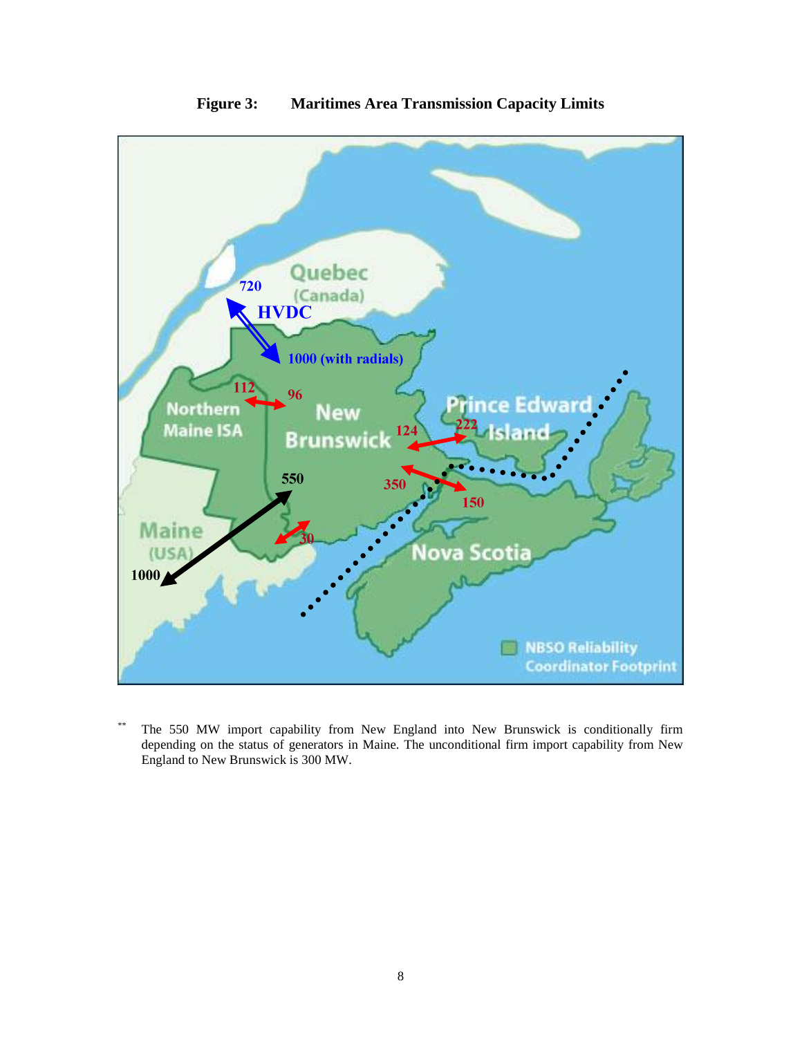**Figure 3: Maritimes Area Transmission Capacity Limits**

** The 550 MW import capability from New England into New Brunswick is conditionally firm depending on the status of generators in Maine. The unconditional firm import capability from New England to New Brunswick is 300 MW.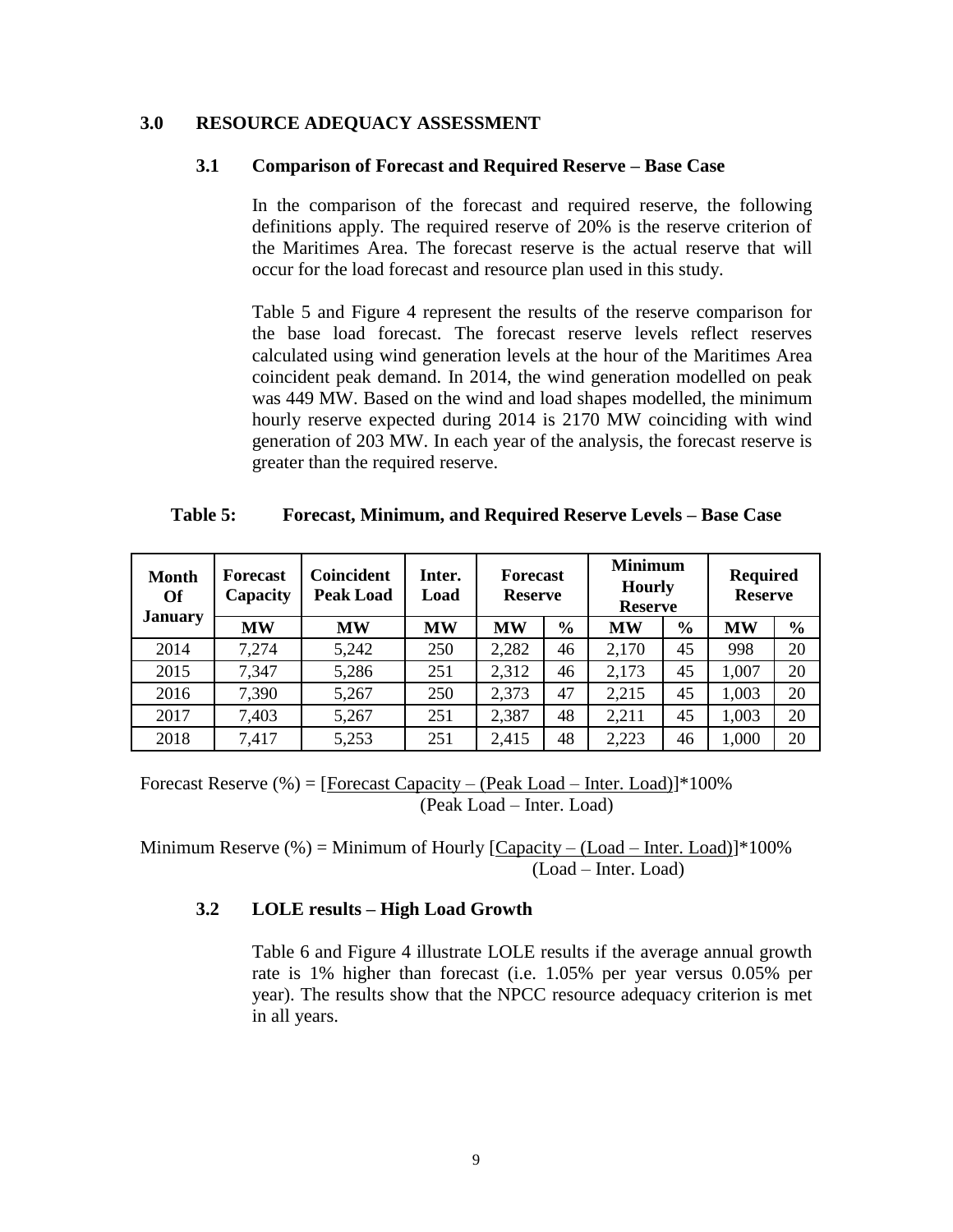## 3.0 RESOURCE ADEQUACY ASSESSMENT

### 3.1 Comparison of Forecast and Required Reserve – Base Case

In the comparison of the forecast and required reserve, the following definitions apply. The required reserve of 20% is the reserve criterion of the Maritimes Area. The forecast reserve is the actual reserve that will occur for the load forecast and resource plan used in this study.

Table 5 and Figure 4 represent the results of the reserve comparison for the base load forecast. The forecast reserve levels reflect reserves calculated using wind generation levels at the hour of the Maritimes Area coincident peak demand. In 2014, the wind generation modelled on peak was 449 MW. Based on the wind and load shapes modelled, the minimum hourly reserve expected during 2014 is 2170 MW coinciding with wind generation of 203 MW. In each year of the analysis, the forecast reserve is greater than the required reserve.

**Table 5: Forecast, Minimum, and Required Reserve Levels – Base Case**

| Month Of January | Forecast Capacity | Coincident Peak Load | Inter. Load | Forecast Reserve | | Minimum Hourly Reserve | | Required Reserve | |
|---|---|---|---|---|---|---|---|---|---|
| | MW | MW | MW | MW | % | MW | % | MW | % |
| 2014 | 7,274 | 5,242 | 250 | 2,282 | 46 | 2,170 | 45 | 998 | 20 |
| 2015 | 7,347 | 5,286 | 251 | 2,312 | 46 | 2,173 | 45 | 1,007 | 20 |
| 2016 | 7,390 | 5,267 | 250 | 2,373 | 47 | 2,215 | 45 | 1,003 | 20 |
| 2017 | 7,403 | 5,267 | 251 | 2,387 | 48 | 2,211 | 45 | 1,003 | 20 |
| 2018 | 7,417 | 5,253 | 251 | 2,415 | 48 | 2,223 | 46 | 1,000 | 20 |

$$\text{Forecast Reserve (\%)} = \frac{\text{Forecast Capacity} - (\text{Peak Load} - \text{Inter. Load})}{(\text{Peak Load} - \text{Inter. Load})} \times 100\%$$

$$\text{Minimum Reserve (\%)} = \text{Minimum of Hourly } \frac{\text{Capacity} - (\text{Load} - \text{Inter. Load})}{(\text{Load} - \text{Inter. Load})} \times 100\%$$

### 3.2 LOLE results – High Load Growth

Table 6 and Figure 4 illustrate LOLE results if the average annual growth rate is 1% higher than forecast (i.e. 1.05% per year versus 0.05% per year). The results show that the NPCC resource adequacy criterion is met in all years.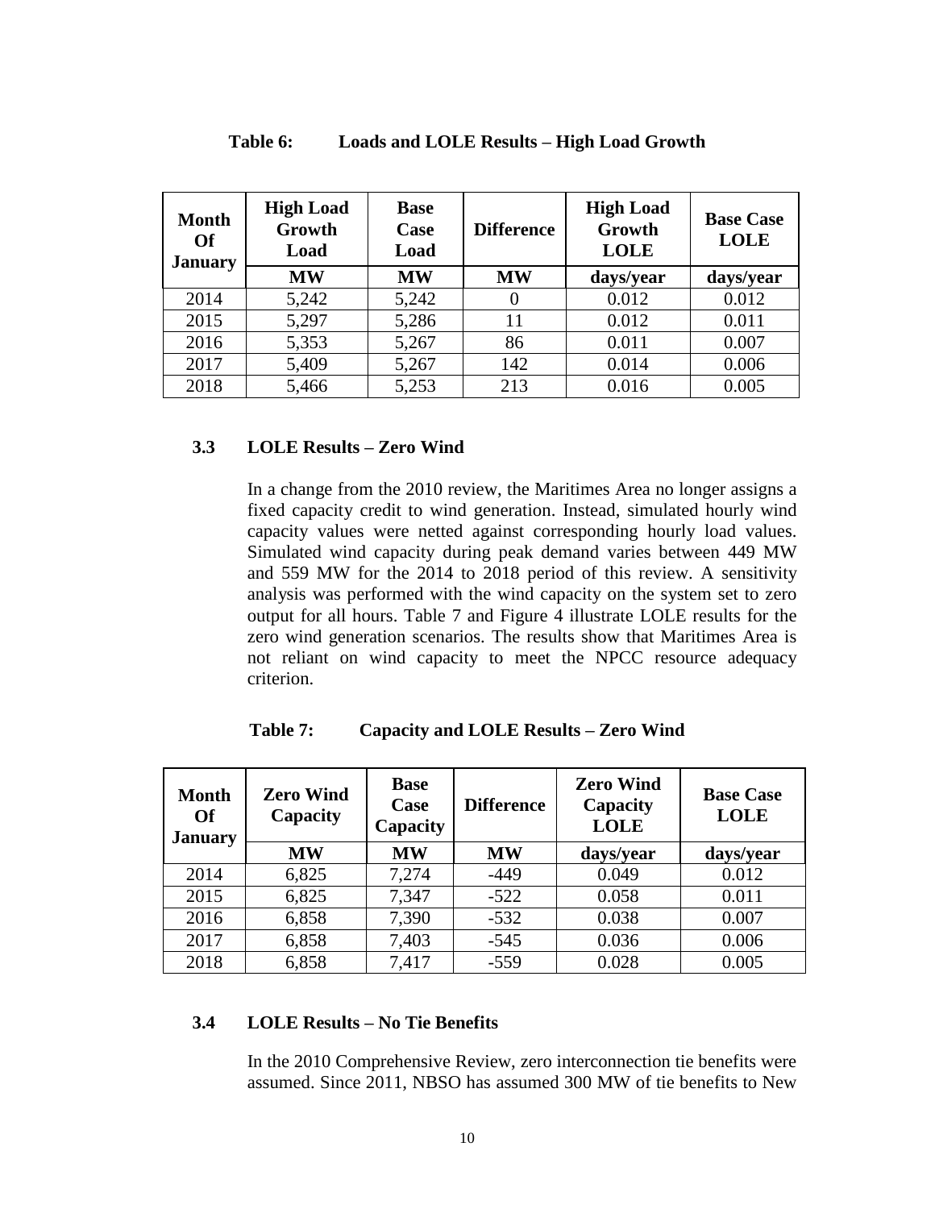**Table 6: Loads and LOLE Results – High Load Growth**

| Month Of January | High Load Growth Load | Base Case Load | Difference | High Load Growth LOLE | Base Case LOLE |
|---|---|---|---|---|---|
| | MW | MW | MW | days/year | days/year |
| 2014 | 5,242 | 5,242 | 0 | 0.012 | 0.012 |
| 2015 | 5,297 | 5,286 | 11 | 0.012 | 0.011 |
| 2016 | 5,353 | 5,267 | 86 | 0.011 | 0.007 |
| 2017 | 5,409 | 5,267 | 142 | 0.014 | 0.006 |
| 2018 | 5,466 | 5,253 | 213 | 0.016 | 0.005 |

### 3.3 LOLE Results – Zero Wind

In a change from the 2010 review, the Maritimes Area no longer assigns a fixed capacity credit to wind generation. Instead, simulated hourly wind capacity values were netted against corresponding hourly load values. Simulated wind capacity during peak demand varies between 449 MW and 559 MW for the 2014 to 2018 period of this review. A sensitivity analysis was performed with the wind capacity on the system set to zero output for all hours. Table 7 and Figure 4 illustrate LOLE results for the zero wind generation scenarios. The results show that Maritimes Area is not reliant on wind capacity to meet the NPCC resource adequacy criterion.

**Table 7: Capacity and LOLE Results – Zero Wind**

| Month Of January | Zero Wind Capacity | Base Case Capacity | Difference | Zero Wind Capacity LOLE | Base Case LOLE |
|---|---|---|---|---|---|
| | MW | MW | MW | days/year | days/year |
| 2014 | 6,825 | 7,274 | -449 | 0.049 | 0.012 |
| 2015 | 6,825 | 7,347 | -522 | 0.058 | 0.011 |
| 2016 | 6,858 | 7,390 | -532 | 0.038 | 0.007 |
| 2017 | 6,858 | 7,403 | -545 | 0.036 | 0.006 |
| 2018 | 6,858 | 7,417 | -559 | 0.028 | 0.005 |

### 3.4 LOLE Results – No Tie Benefits

In the 2010 Comprehensive Review, zero interconnection tie benefits were assumed. Since 2011, NBSO has assumed 300 MW of tie benefits to New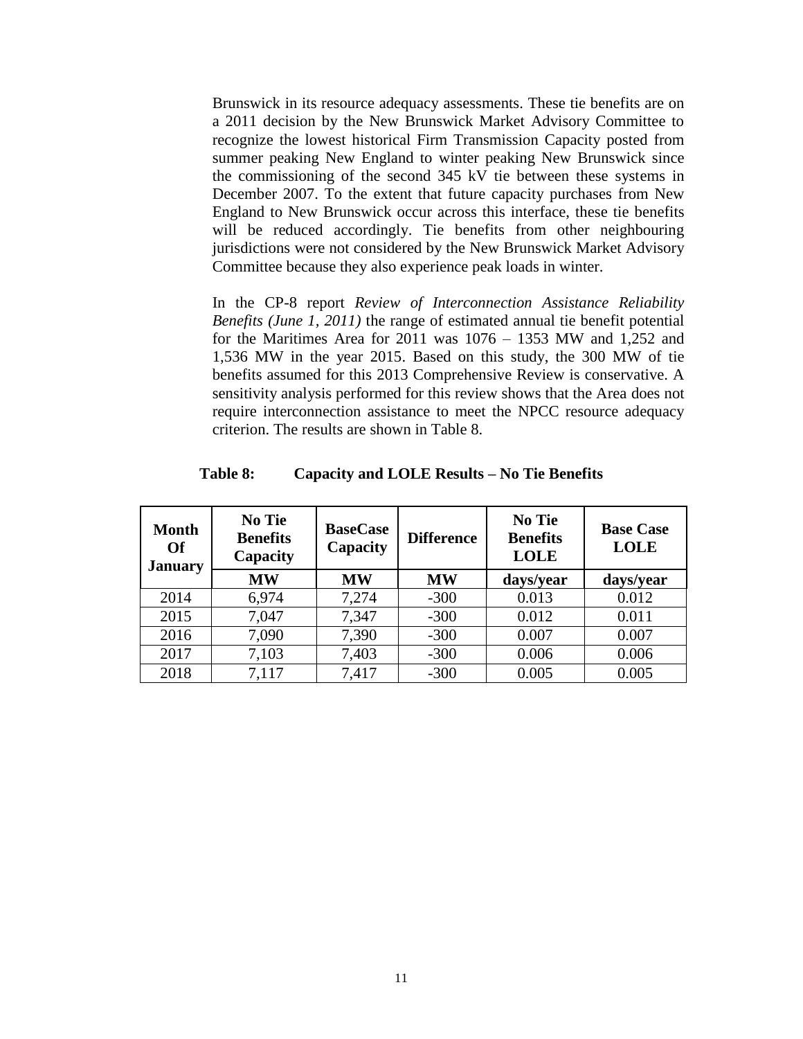Brunswick in its resource adequacy assessments. These tie benefits are on a 2011 decision by the New Brunswick Market Advisory Committee to recognize the lowest historical Firm Transmission Capacity posted from summer peaking New England to winter peaking New Brunswick since the commissioning of the second 345 kV tie between these systems in December 2007. To the extent that future capacity purchases from New England to New Brunswick occur across this interface, these tie benefits will be reduced accordingly. Tie benefits from other neighbouring jurisdictions were not considered by the New Brunswick Market Advisory Committee because they also experience peak loads in winter.

In the CP-8 report *Review of Interconnection Assistance Reliability Benefits (June 1, 2011)* the range of estimated annual tie benefit potential for the Maritimes Area for 2011 was 1076 – 1353 MW and 1,252 and 1,536 MW in the year 2015. Based on this study, the 300 MW of tie benefits assumed for this 2013 Comprehensive Review is conservative. A sensitivity analysis performed for this review shows that the Area does not require interconnection assistance to meet the NPCC resource adequacy criterion. The results are shown in Table 8.

**Table 8: Capacity and LOLE Results – No Tie Benefits**

| Month Of January | No Tie Benefits Capacity | BaseCase Capacity | Difference | No Tie Benefits LOLE | Base Case LOLE |
|---|---|---|---|---|---|
| | MW | MW | MW | days/year | days/year |
| 2014 | 6,974 | 7,274 | -300 | 0.013 | 0.012 |
| 2015 | 7,047 | 7,347 | -300 | 0.012 | 0.011 |
| 2016 | 7,090 | 7,390 | -300 | 0.007 | 0.007 |
| 2017 | 7,103 | 7,403 | -300 | 0.006 | 0.006 |
| 2018 | 7,117 | 7,417 | -300 | 0.005 | 0.005 |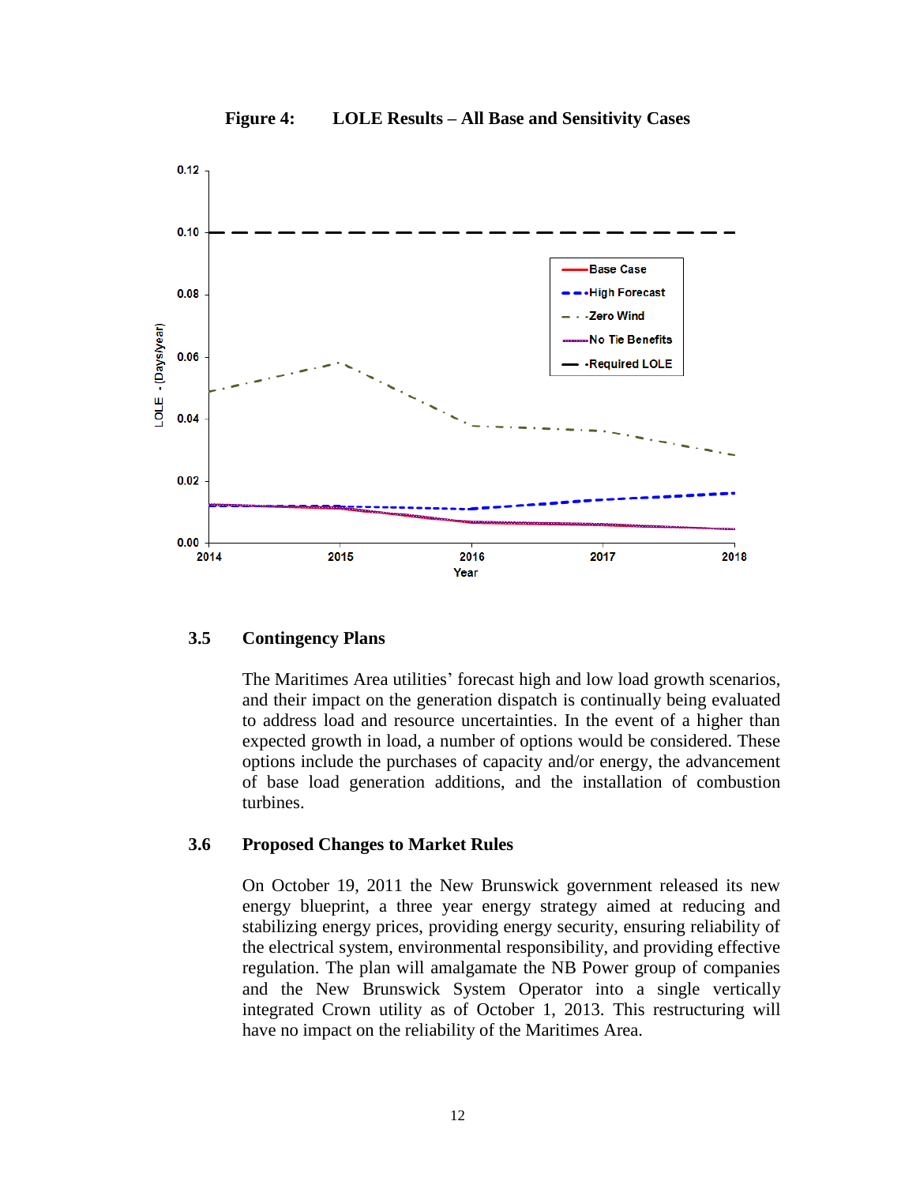**Figure 4: LOLE Results – All Base and Sensitivity Cases**

### 3.5 Contingency Plans

The Maritimes Area utilities' forecast high and low load growth scenarios, and their impact on the generation dispatch is continually being evaluated to address load and resource uncertainties. In the event of a higher than expected growth in load, a number of options would be considered. These options include the purchases of capacity and/or energy, the advancement of base load generation additions, and the installation of combustion turbines.

### 3.6 Proposed Changes to Market Rules

On October 19, 2011 the New Brunswick government released its new energy blueprint, a three year energy strategy aimed at reducing and stabilizing energy prices, providing energy security, ensuring reliability of the electrical system, environmental responsibility, and providing effective regulation. The plan will amalgamate the NB Power group of companies and the New Brunswick System Operator into a single vertically integrated Crown utility as of October 1, 2013. This restructuring will have no impact on the reliability of the Maritimes Area.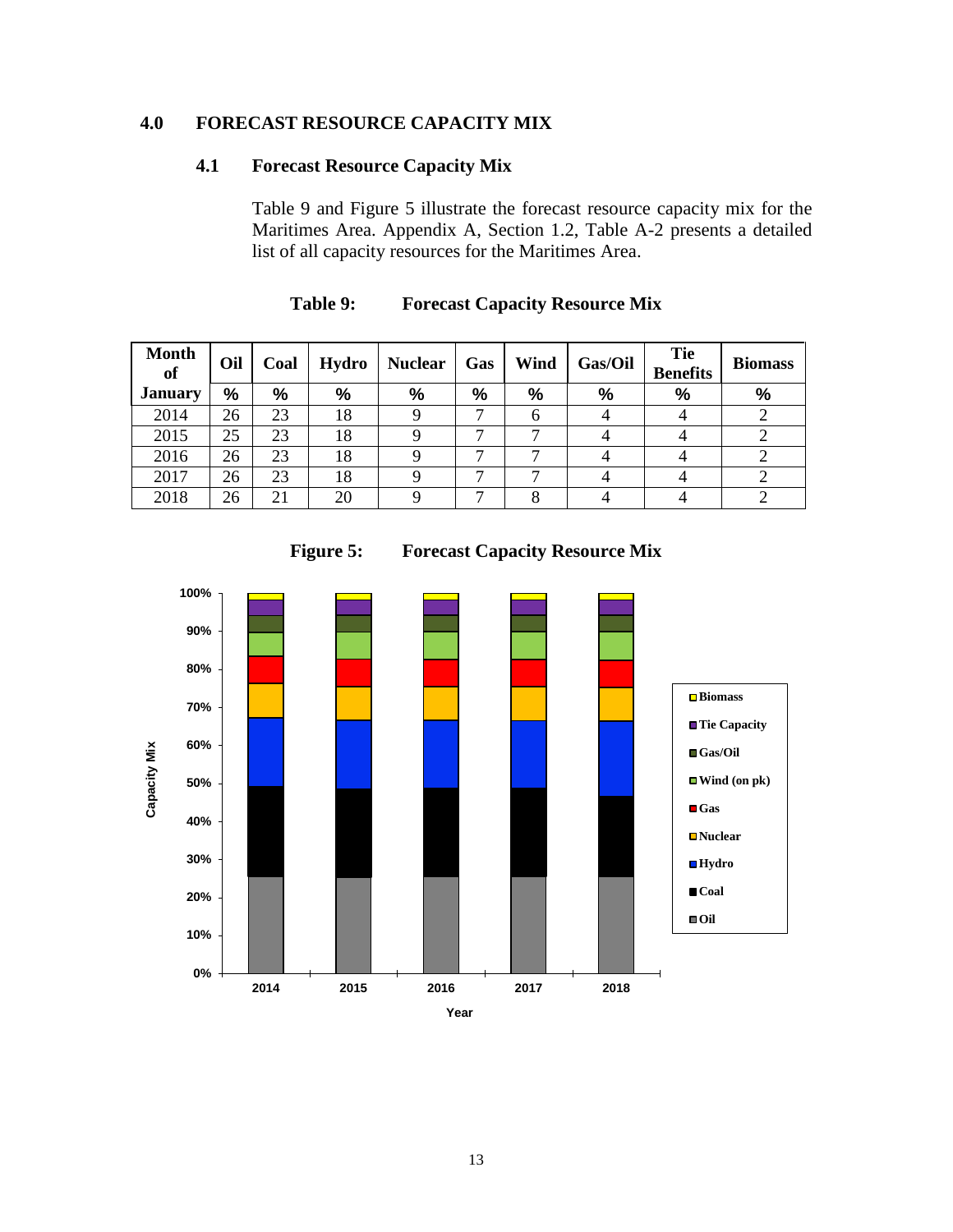## 4.0 FORECAST RESOURCE CAPACITY MIX

### 4.1 Forecast Resource Capacity Mix

Table 9 and Figure 5 illustrate the forecast resource capacity mix for the Maritimes Area. Appendix A, Section 1.2, Table A-2 presents a detailed list of all capacity resources for the Maritimes Area.

**Table 9: Forecast Capacity Resource Mix**

| Month of January | Oil | Coal | Hydro | Nuclear | Gas | Wind | Gas/Oil | Tie Benefits | Biomass |
|---|---|---|---|---|---|---|---|---|---|
| | % | % | % | % | % | % | % | % | % |
| 2014 | 26 | 23 | 18 | 9 | 7 | 6 | 4 | 4 | 2 |
| 2015 | 25 | 23 | 18 | 9 | 7 | 7 | 4 | 4 | 2 |
| 2016 | 26 | 23 | 18 | 9 | 7 | 7 | 4 | 4 | 2 |
| 2017 | 26 | 23 | 18 | 9 | 7 | 7 | 4 | 4 | 2 |
| 2018 | 26 | 21 | 20 | 9 | 7 | 8 | 4 | 4 | 2 |

**Figure 5: Forecast Capacity Resource Mix**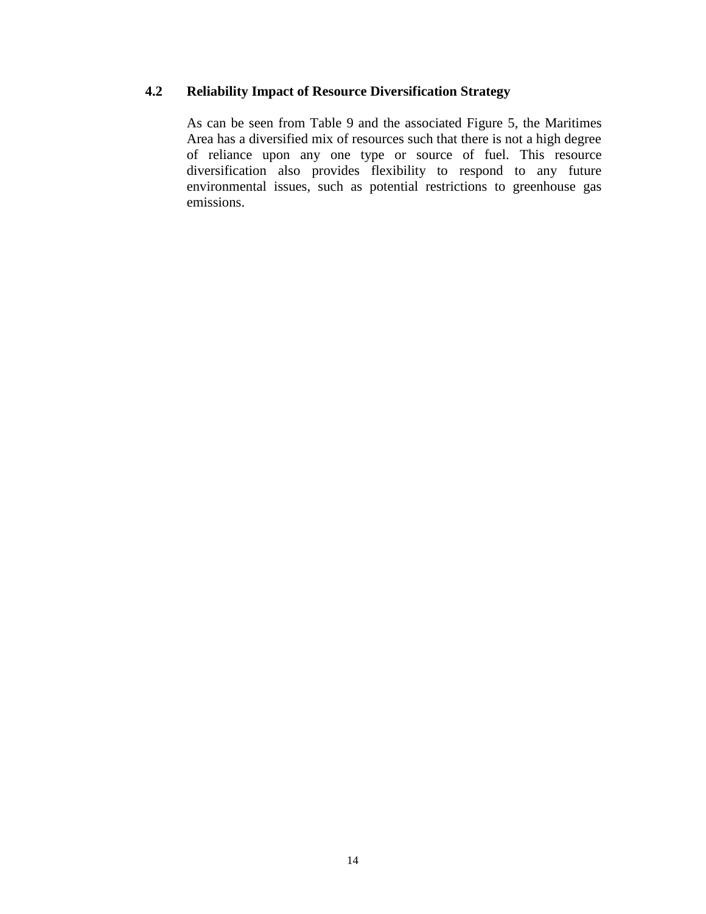### 4.2 Reliability Impact of Resource Diversification Strategy

As can be seen from Table 9 and the associated Figure 5, the Maritimes Area has a diversified mix of resources such that there is not a high degree of reliance upon any one type or source of fuel. This resource diversification also provides flexibility to respond to any future environmental issues, such as potential restrictions to greenhouse gas emissions.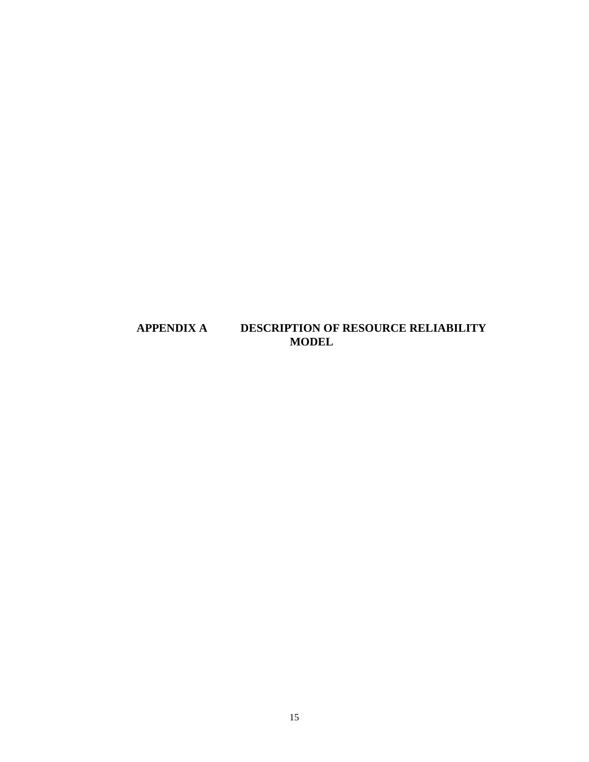# APPENDIX A DESCRIPTION OF RESOURCE RELIABILITY MODEL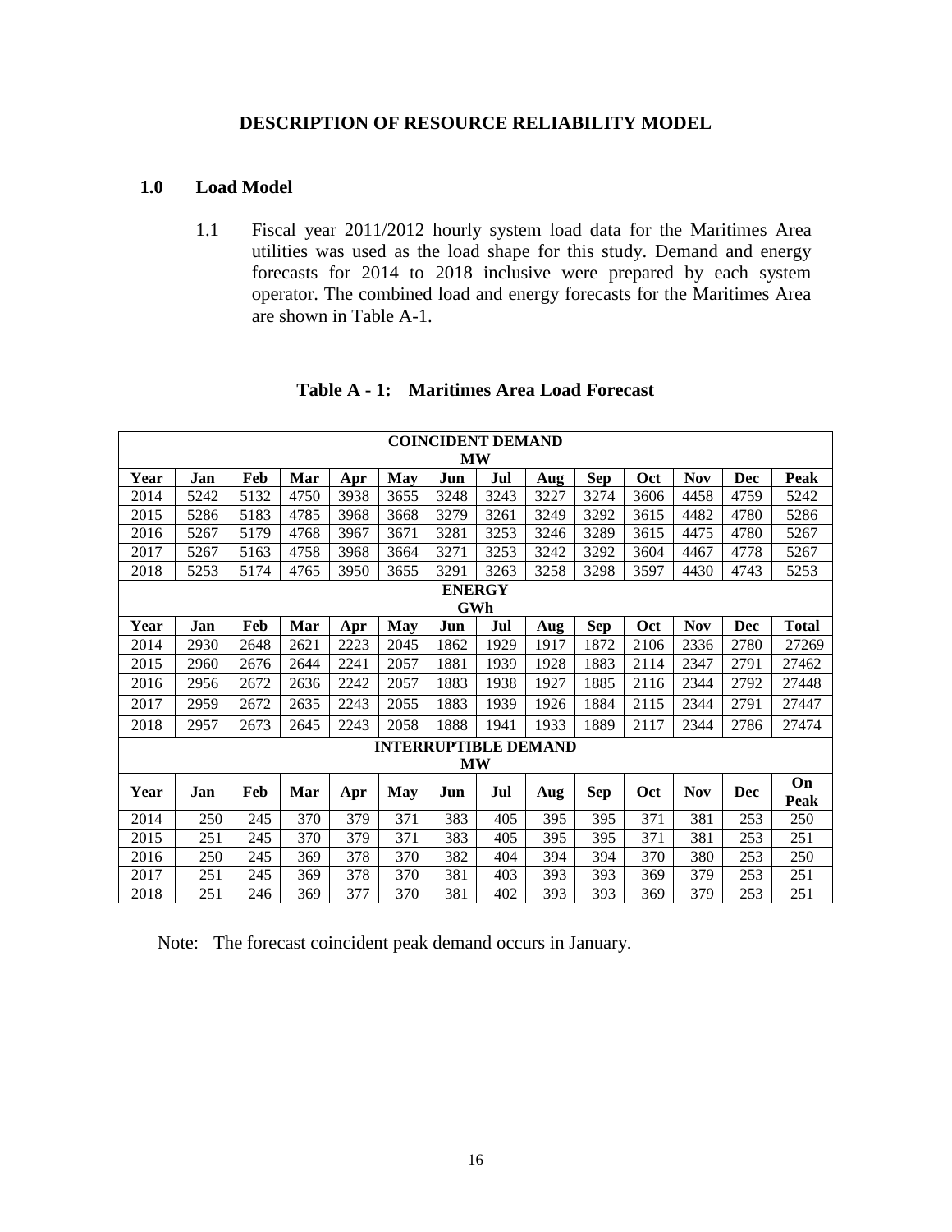## DESCRIPTION OF RESOURCE RELIABILITY MODEL

### 1.0 Load Model

1.1 Fiscal year 2011/2012 hourly system load data for the Maritimes Area utilities was used as the load shape for this study. Demand and energy forecasts for 2014 to 2018 inclusive were prepared by each system operator. The combined load and energy forecasts for the Maritimes Area are shown in Table A-1.

**Table A - 1: Maritimes Area Load Forecast**

| COINCIDENT DEMAND MW | | | | | | | | | | | | | |
|---|---|---|---|---|---|---|---|---|---|---|---|---|---|
| **Year** | **Jan** | **Feb** | **Mar** | **Apr** | **May** | **Jun** | **Jul** | **Aug** | **Sep** | **Oct** | **Nov** | **Dec** | **Peak** |
| 2014 | 5242 | 5132 | 4750 | 3938 | 3655 | 3248 | 3243 | 3227 | 3274 | 3606 | 4458 | 4759 | 5242 |
| 2015 | 5286 | 5183 | 4785 | 3968 | 3668 | 3279 | 3261 | 3249 | 3292 | 3615 | 4482 | 4780 | 5286 |
| 2016 | 5267 | 5179 | 4768 | 3967 | 3671 | 3281 | 3253 | 3246 | 3289 | 3615 | 4475 | 4780 | 5267 |
| 2017 | 5267 | 5163 | 4758 | 3968 | 3664 | 3271 | 3253 | 3242 | 3292 | 3604 | 4467 | 4778 | 5267 |
| 2018 | 5253 | 5174 | 4765 | 3950 | 3655 | 3291 | 3263 | 3258 | 3298 | 3597 | 4430 | 4743 | 5253 |
| **ENERGY GWh** | | | | | | | | | | | | | |
| **Year** | **Jan** | **Feb** | **Mar** | **Apr** | **May** | **Jun** | **Jul** | **Aug** | **Sep** | **Oct** | **Nov** | **Dec** | **Total** |
| 2014 | 2930 | 2648 | 2621 | 2223 | 2045 | 1862 | 1929 | 1917 | 1872 | 2106 | 2336 | 2780 | 27269 |
| 2015 | 2960 | 2676 | 2644 | 2241 | 2057 | 1881 | 1939 | 1928 | 1883 | 2114 | 2347 | 2791 | 27462 |
| 2016 | 2956 | 2672 | 2636 | 2242 | 2057 | 1883 | 1938 | 1927 | 1885 | 2116 | 2344 | 2792 | 27448 |
| 2017 | 2959 | 2672 | 2635 | 2243 | 2055 | 1883 | 1939 | 1926 | 1884 | 2115 | 2344 | 2791 | 27447 |
| 2018 | 2957 | 2673 | 2645 | 2243 | 2058 | 1888 | 1941 | 1933 | 1889 | 2117 | 2344 | 2786 | 27474 |
| **INTERRUPTIBLE DEMAND MW** | | | | | | | | | | | | | |
| **Year** | **Jan** | **Feb** | **Mar** | **Apr** | **May** | **Jun** | **Jul** | **Aug** | **Sep** | **Oct** | **Nov** | **Dec** | **On Peak** |
| 2014 | 250 | 245 | 370 | 379 | 371 | 383 | 405 | 395 | 395 | 371 | 381 | 253 | 250 |
| 2015 | 251 | 245 | 370 | 379 | 371 | 383 | 405 | 395 | 395 | 371 | 381 | 253 | 251 |
| 2016 | 250 | 245 | 369 | 378 | 370 | 382 | 404 | 394 | 394 | 370 | 380 | 253 | 250 |
| 2017 | 251 | 245 | 369 | 378 | 370 | 381 | 403 | 393 | 393 | 369 | 379 | 253 | 251 |
| 2018 | 251 | 246 | 369 | 377 | 370 | 381 | 402 | 393 | 393 | 369 | 379 | 253 | 251 |

Note: The forecast coincident peak demand occurs in January.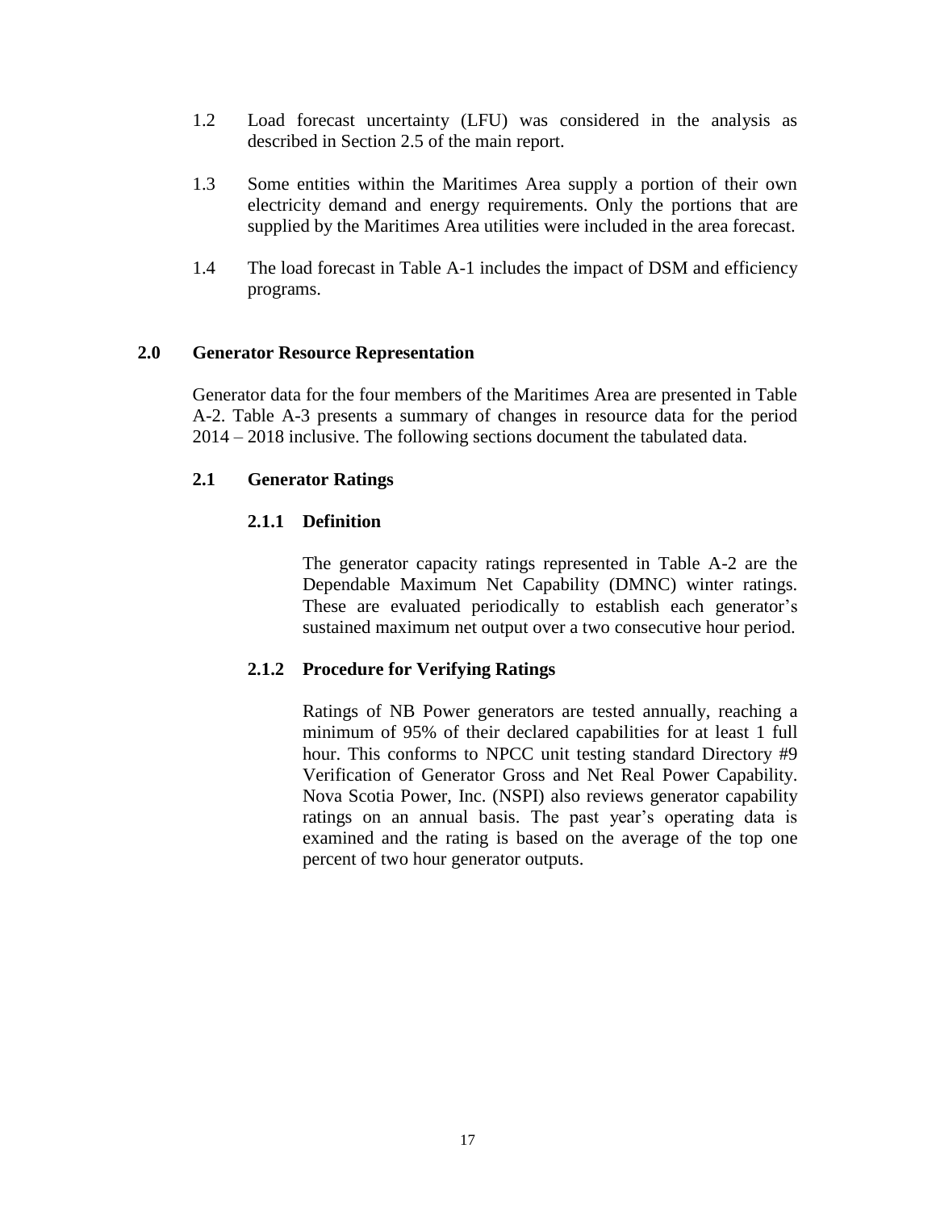1.2 Load forecast uncertainty (LFU) was considered in the analysis as described in Section 2.5 of the main report.

1.3 Some entities within the Maritimes Area supply a portion of their own electricity demand and energy requirements. Only the portions that are supplied by the Maritimes Area utilities were included in the area forecast.

1.4 The load forecast in Table A-1 includes the impact of DSM and efficiency programs.

## 2.0 Generator Resource Representation

Generator data for the four members of the Maritimes Area are presented in Table A-2. Table A-3 presents a summary of changes in resource data for the period 2014 – 2018 inclusive. The following sections document the tabulated data.

### 2.1 Generator Ratings

#### 2.1.1 Definition

The generator capacity ratings represented in Table A-2 are the Dependable Maximum Net Capability (DMNC) winter ratings. These are evaluated periodically to establish each generator's sustained maximum net output over a two consecutive hour period.

#### 2.1.2 Procedure for Verifying Ratings

Ratings of NB Power generators are tested annually, reaching a minimum of 95% of their declared capabilities for at least 1 full hour. This conforms to NPCC unit testing standard Directory #9 Verification of Generator Gross and Net Real Power Capability. Nova Scotia Power, Inc. (NSPI) also reviews generator capability ratings on an annual basis. The past year's operating data is examined and the rating is based on the average of the top one percent of two hour generator outputs.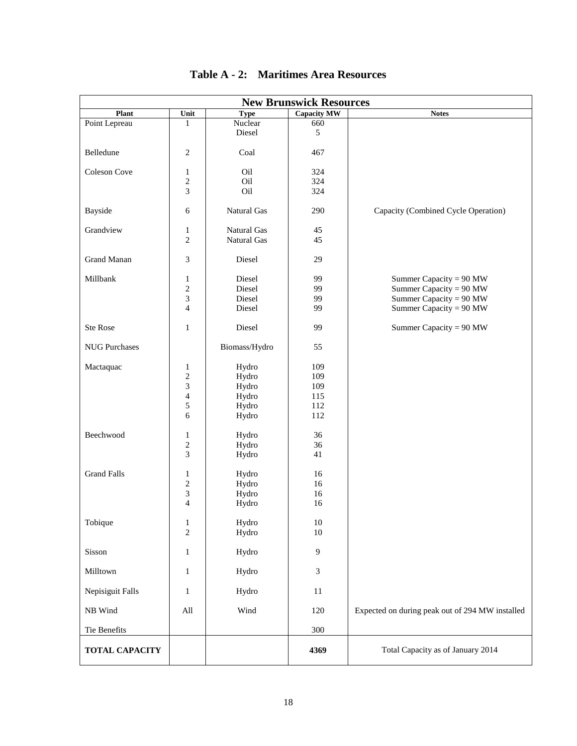# Table A - 2: Maritimes Area Resources

| New Brunswick Resources | | | | |
|---|---|---|---|---|
| **Plant** | **Unit** | **Type** | **Capacity MW** | **Notes** |
| Point Lepreau | 1 | Nuclear | 660 | |
| | | Diesel | 5 | |
| Belledune | 2 | Coal | 467 | |
| Coleson Cove | 1 | Oil | 324 | |
| | 2 | Oil | 324 | |
| | 3 | Oil | 324 | |
| Bayside | 6 | Natural Gas | 290 | Capacity (Combined Cycle Operation) |
| Grandview | 1 | Natural Gas | 45 | |
| | 2 | Natural Gas | 45 | |
| Grand Manan | 3 | Diesel | 29 | |
| Millbank | 1 | Diesel | 99 | Summer Capacity = 90 MW |
| | 2 | Diesel | 99 | Summer Capacity = 90 MW |
| | 3 | Diesel | 99 | Summer Capacity = 90 MW |
| | 4 | Diesel | 99 | Summer Capacity = 90 MW |
| Ste Rose | 1 | Diesel | 99 | Summer Capacity = 90 MW |
| NUG Purchases | | Biomass/Hydro | 55 | |
| Mactaquac | 1 | Hydro | 109 | |
| | 2 | Hydro | 109 | |
| | 3 | Hydro | 109 | |
| | 4 | Hydro | 115 | |
| | 5 | Hydro | 112 | |
| | 6 | Hydro | 112 | |
| Beechwood | 1 | Hydro | 36 | |
| | 2 | Hydro | 36 | |
| | 3 | Hydro | 41 | |
| Grand Falls | 1 | Hydro | 16 | |
| | 2 | Hydro | 16 | |
| | 3 | Hydro | 16 | |
| | 4 | Hydro | 16 | |
| Tobique | 1 | Hydro | 10 | |
| | 2 | Hydro | 10 | |
| Sisson | 1 | Hydro | 9 | |
| Milltown | 1 | Hydro | 3 | |
| Nepisiguit Falls | 1 | Hydro | 11 | |
| NB Wind | All | Wind | 120 | Expected on during peak out of 294 MW installed |
| Tie Benefits | | | 300 | |
| **TOTAL CAPACITY** | | | **4369** | Total Capacity as of January 2014 |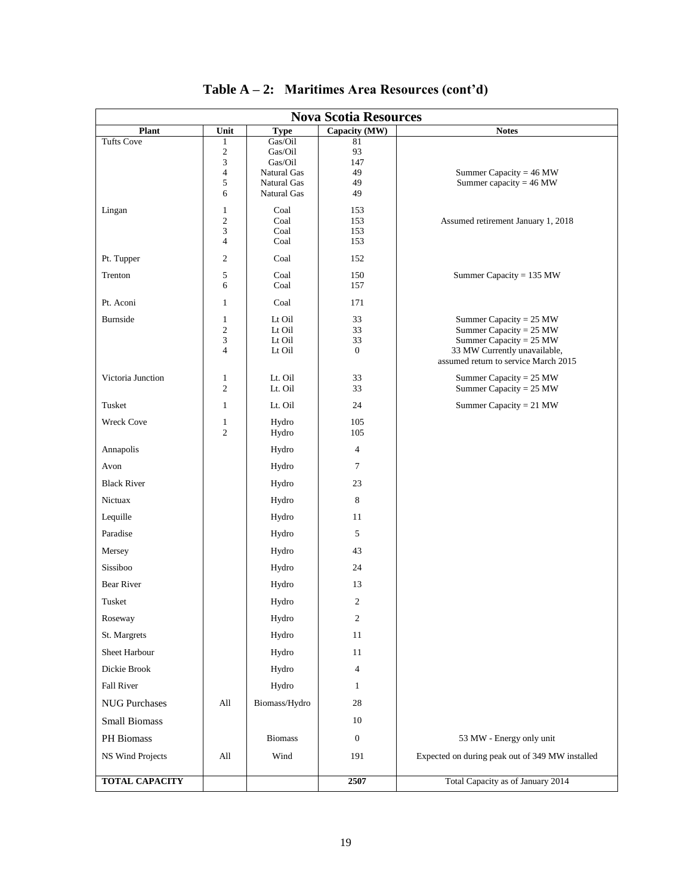# Table A – 2: Maritimes Area Resources (cont'd)

| Nova Scotia Resources | | | | |
|---|---|---|---|---|
| **Plant** | **Unit** | **Type** | **Capacity (MW)** | **Notes** |
| Tufts Cove | 1 | Gas/Oil | 81 | |
| | 2 | Gas/Oil | 93 | |
| | 3 | Gas/Oil | 147 | |
| | 4 | Natural Gas | 49 | Summer Capacity = 46 MW |
| | 5 | Natural Gas | 49 | Summer capacity = 46 MW |
| | 6 | Natural Gas | 49 | |
| Lingan | 1 | Coal | 153 | |
| | 2 | Coal | 153 | Assumed retirement January 1, 2018 |
| | 3 | Coal | 153 | |
| | 4 | Coal | 153 | |
| Pt. Tupper | 2 | Coal | 152 | |
| Trenton | 5 | Coal | 150 | Summer Capacity = 135 MW |
| | 6 | Coal | 157 | |
| Pt. Aconi | 1 | Coal | 171 | |
| Burnside | 1 | Lt Oil | 33 | Summer Capacity = 25 MW |
| | 2 | Lt Oil | 33 | Summer Capacity = 25 MW |
| | 3 | Lt Oil | 33 | Summer Capacity = 25 MW |
| | 4 | Lt Oil | 0 | 33 MW Currently unavailable, assumed return to service March 2015 |
| Victoria Junction | 1 | Lt. Oil | 33 | Summer Capacity = 25 MW |
| | 2 | Lt. Oil | 33 | Summer Capacity = 25 MW |
| Tusket | 1 | Lt. Oil | 24 | Summer Capacity = 21 MW |
| Wreck Cove | 1 | Hydro | 105 | |
| | 2 | Hydro | 105 | |
| Annapolis | | Hydro | 4 | |
| Avon | | Hydro | 7 | |
| Black River | | Hydro | 23 | |
| Nictuax | | Hydro | 8 | |
| Lequille | | Hydro | 11 | |
| Paradise | | Hydro | 5 | |
| Mersey | | Hydro | 43 | |
| Sissiboo | | Hydro | 24 | |
| Bear River | | Hydro | 13 | |
| Tusket | | Hydro | 2 | |
| Roseway | | Hydro | 2 | |
| St. Margrets | | Hydro | 11 | |
| Sheet Harbour | | Hydro | 11 | |
| Dickie Brook | | Hydro | 4 | |
| Fall River | | Hydro | 1 | |
| NUG Purchases | All | Biomass/Hydro | 28 | |
| Small Biomass | | | 10 | |
| PH Biomass | | Biomass | 0 | 53 MW - Energy only unit |
| NS Wind Projects | All | Wind | 191 | Expected on during peak out of 349 MW installed |
| **TOTAL CAPACITY** | | | **2507** | Total Capacity as of January 2014 |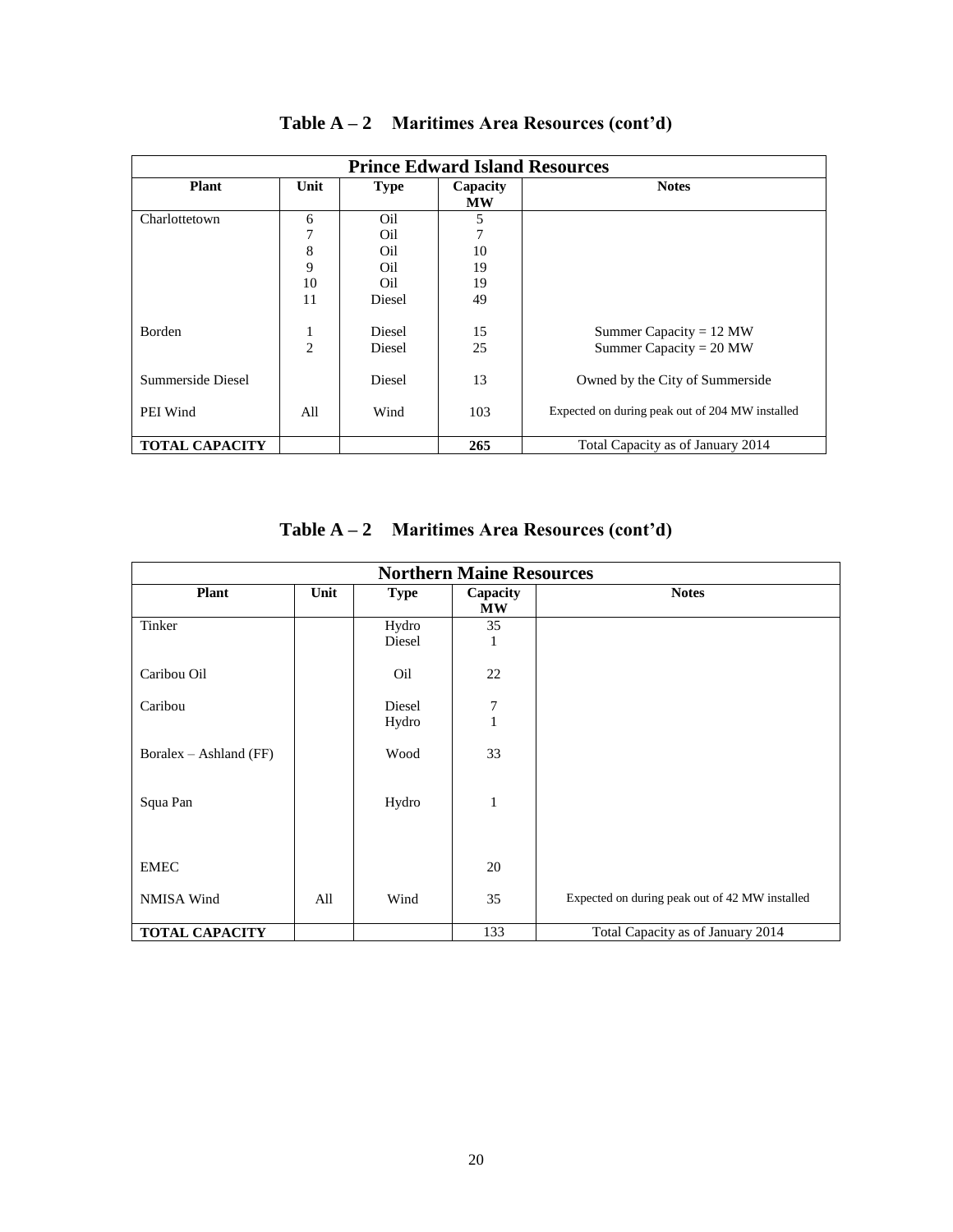## Table A – 2 Maritimes Area Resources (cont'd)

| Prince Edward Island Resources | | | | |
|---|---|---|---|---|
| **Plant** | **Unit** | **Type** | **Capacity MW** | **Notes** |
| Charlottetown | 6 | Oil | 5 | |
| | 7 | Oil | 7 | |
| | 8 | Oil | 10 | |
| | 9 | Oil | 19 | |
| | 10 | Oil | 19 | |
| | 11 | Diesel | 49 | |
| Borden | 1 | Diesel | 15 | Summer Capacity = 12 MW |
| | 2 | Diesel | 25 | Summer Capacity = 20 MW |
| Summerside Diesel | | Diesel | 13 | Owned by the City of Summerside |
| PEI Wind | All | Wind | 103 | Expected on during peak out of 204 MW installed |
| **TOTAL CAPACITY** | | | **265** | Total Capacity as of January 2014 |

## Table A – 2 Maritimes Area Resources (cont'd)

| Northern Maine Resources | | | | |
|---|---|---|---|---|
| **Plant** | **Unit** | **Type** | **Capacity MW** | **Notes** |
| Tinker | | Hydro | 35 | |
| | | Diesel | 1 | |
| Caribou Oil | | Oil | 22 | |
| Caribou | | Diesel | 7 | |
| | | Hydro | 1 | |
| Boralex – Ashland (FF) | | Wood | 33 | |
| Squa Pan | | Hydro | 1 | |
| EMEC | | | 20 | |
| NMISA Wind | All | Wind | 35 | Expected on during peak out of 42 MW installed |
| **TOTAL CAPACITY** | | | 133 | Total Capacity as of January 2014 |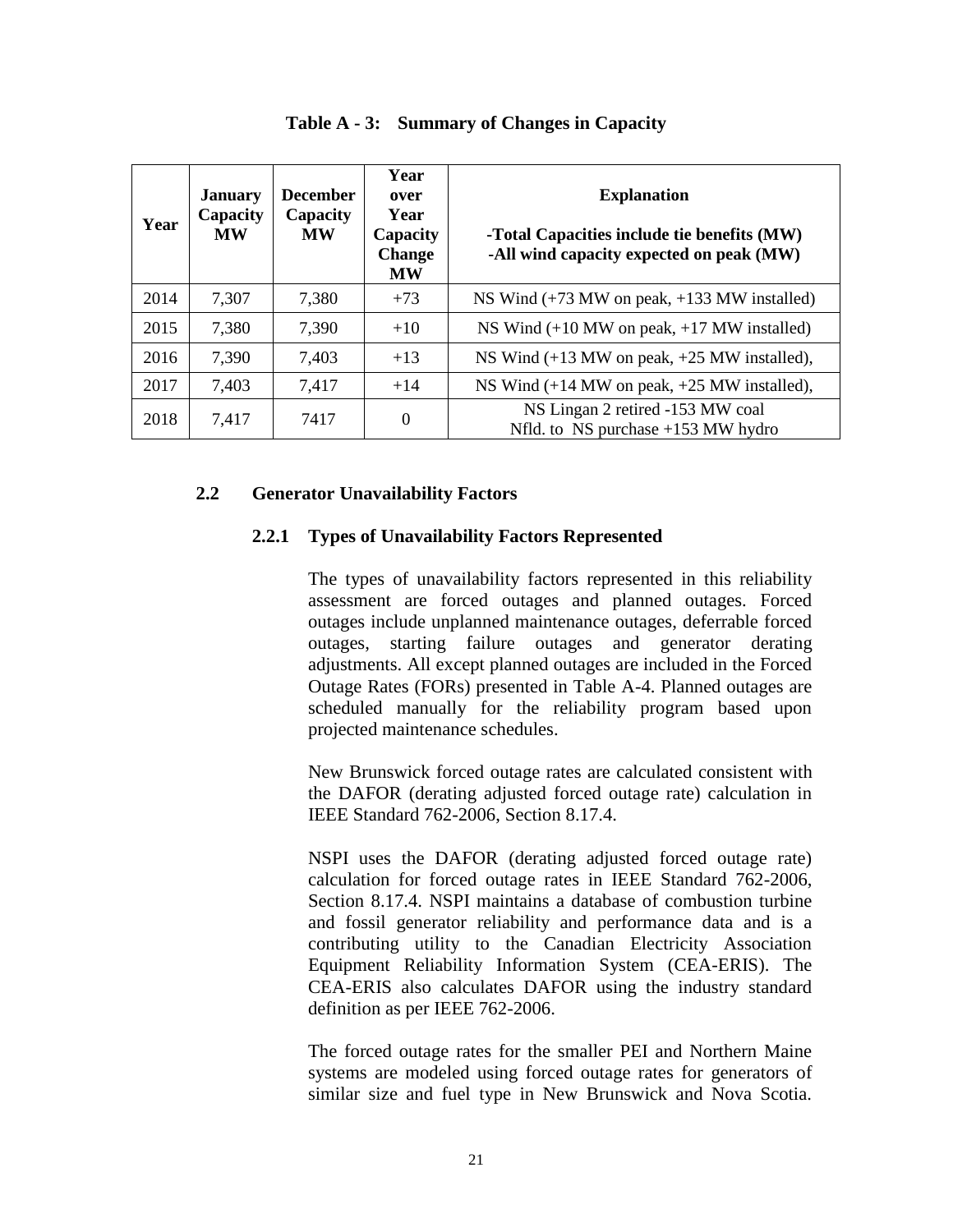**Table A - 3: Summary of Changes in Capacity**

| Year | January Capacity MW | December Capacity MW | Year over Year Capacity Change MW | Explanation<br>-Total Capacities include tie benefits (MW)<br>-All wind capacity expected on peak (MW) |
|---|---|---|---|---|
| 2014 | 7,307 | 7,380 | +73 | NS Wind (+73 MW on peak, +133 MW installed) |
| 2015 | 7,380 | 7,390 | +10 | NS Wind (+10 MW on peak, +17 MW installed) |
| 2016 | 7,390 | 7,403 | +13 | NS Wind (+13 MW on peak, +25 MW installed), |
| 2017 | 7,403 | 7,417 | +14 | NS Wind (+14 MW on peak, +25 MW installed), |
| 2018 | 7,417 | 7417 | 0 | NS Lingan 2 retired -153 MW coal<br>Nfld. to NS purchase +153 MW hydro |

## 2.2 Generator Unavailability Factors

### 2.2.1 Types of Unavailability Factors Represented

The types of unavailability factors represented in this reliability assessment are forced outages and planned outages. Forced outages include unplanned maintenance outages, deferrable forced outages, starting failure outages and generator derating adjustments. All except planned outages are included in the Forced Outage Rates (FORs) presented in Table A-4. Planned outages are scheduled manually for the reliability program based upon projected maintenance schedules.

New Brunswick forced outage rates are calculated consistent with the DAFOR (derating adjusted forced outage rate) calculation in IEEE Standard 762-2006, Section 8.17.4.

NSPI uses the DAFOR (derating adjusted forced outage rate) calculation for forced outage rates in IEEE Standard 762-2006, Section 8.17.4. NSPI maintains a database of combustion turbine and fossil generator reliability and performance data and is a contributing utility to the Canadian Electricity Association Equipment Reliability Information System (CEA-ERIS). The CEA-ERIS also calculates DAFOR using the industry standard definition as per IEEE 762-2006.

The forced outage rates for the smaller PEI and Northern Maine systems are modeled using forced outage rates for generators of similar size and fuel type in New Brunswick and Nova Scotia.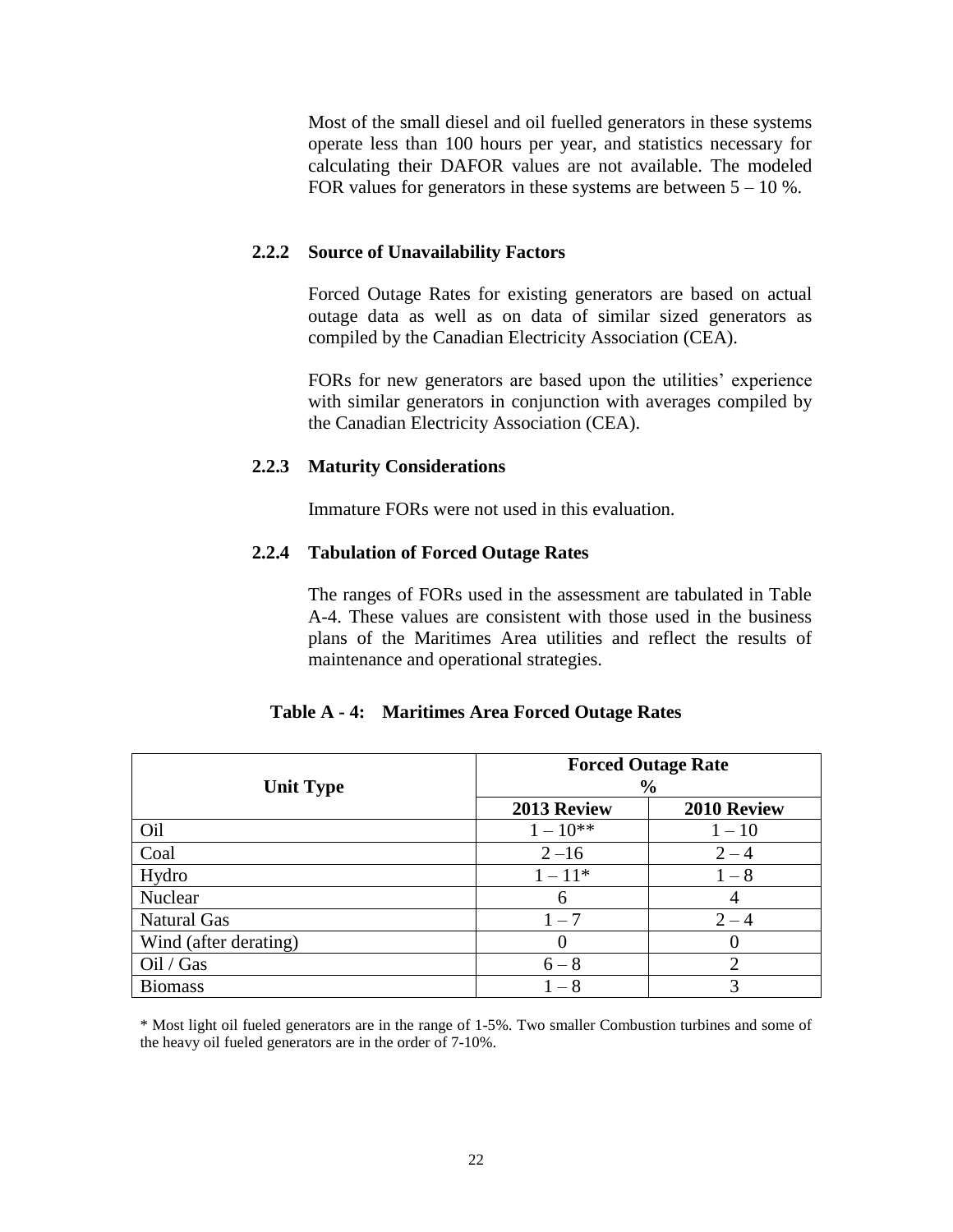Most of the small diesel and oil fuelled generators in these systems operate less than 100 hours per year, and statistics necessary for calculating their DAFOR values are not available. The modeled FOR values for generators in these systems are between 5 – 10 %.

### 2.2.2 Source of Unavailability Factors

Forced Outage Rates for existing generators are based on actual outage data as well as on data of similar sized generators as compiled by the Canadian Electricity Association (CEA).

FORs for new generators are based upon the utilities' experience with similar generators in conjunction with averages compiled by the Canadian Electricity Association (CEA).

### 2.2.3 Maturity Considerations

Immature FORs were not used in this evaluation.

### 2.2.4 Tabulation of Forced Outage Rates

The ranges of FORs used in the assessment are tabulated in Table A-4. These values are consistent with those used in the business plans of the Maritimes Area utilities and reflect the results of maintenance and operational strategies.

**Table A - 4: Maritimes Area Forced Outage Rates**

| Unit Type | Forced Outage Rate % | |
|---|---|---|
| | 2013 Review | 2010 Review |
| Oil | 1 – 10** | 1 – 10 |
| Coal | 2 –16 | 2 – 4 |
| Hydro | 1 – 11* | 1 – 8 |
| Nuclear | 6 | 4 |
| Natural Gas | 1 – 7 | 2 – 4 |
| Wind (after derating) | 0 | 0 |
| Oil / Gas | 6 – 8 | 2 |
| Biomass | 1 – 8 | 3 |

* Most light oil fueled generators are in the range of 1-5%. Two smaller Combustion turbines and some of the heavy oil fueled generators are in the order of 7-10%.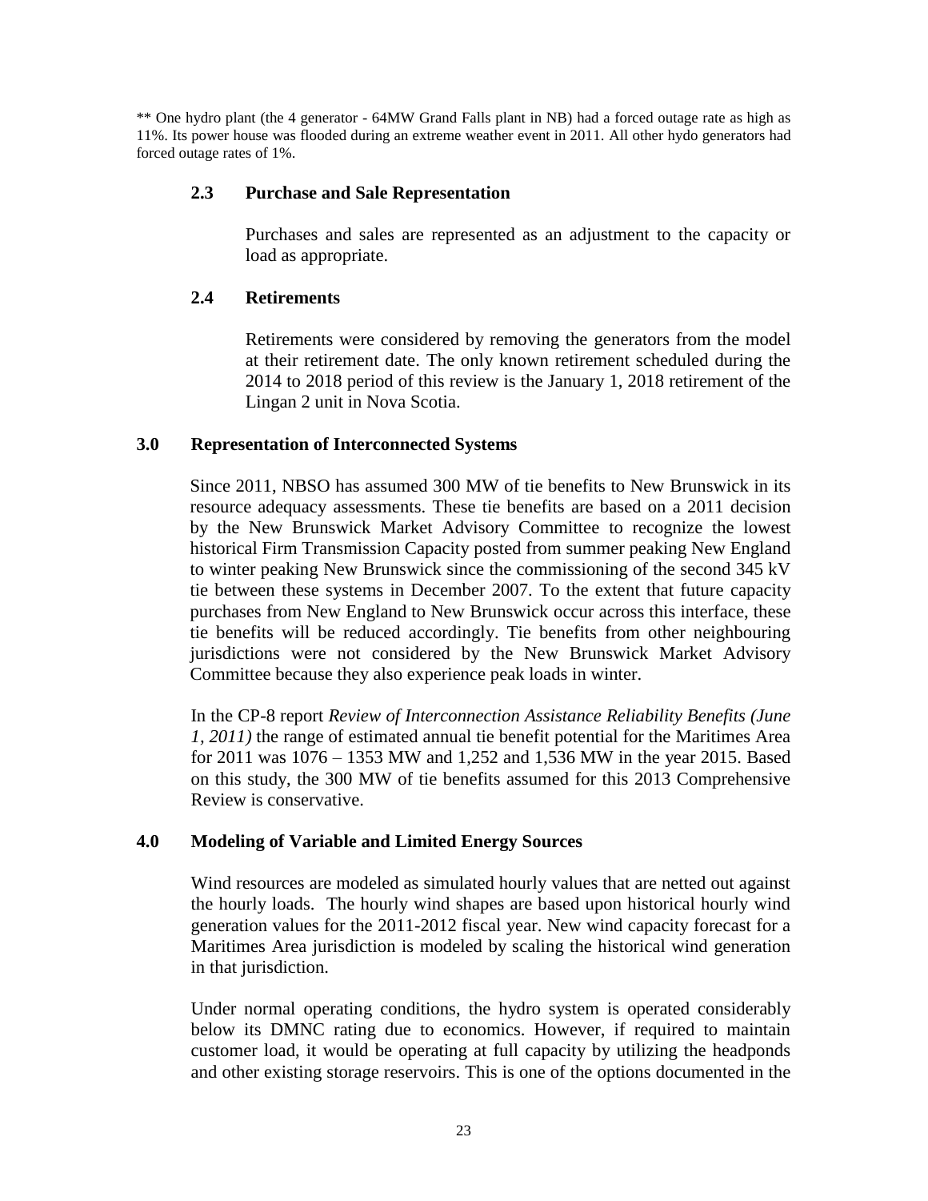** One hydro plant (the 4 generator - 64MW Grand Falls plant in NB) had a forced outage rate as high as 11%. Its power house was flooded during an extreme weather event in 2011. All other hydo generators had forced outage rates of 1%.

### 2.3 Purchase and Sale Representation

Purchases and sales are represented as an adjustment to the capacity or load as appropriate.

### 2.4 Retirements

Retirements were considered by removing the generators from the model at their retirement date. The only known retirement scheduled during the 2014 to 2018 period of this review is the January 1, 2018 retirement of the Lingan 2 unit in Nova Scotia.

## 3.0 Representation of Interconnected Systems

Since 2011, NBSO has assumed 300 MW of tie benefits to New Brunswick in its resource adequacy assessments. These tie benefits are based on a 2011 decision by the New Brunswick Market Advisory Committee to recognize the lowest historical Firm Transmission Capacity posted from summer peaking New England to winter peaking New Brunswick since the commissioning of the second 345 kV tie between these systems in December 2007. To the extent that future capacity purchases from New England to New Brunswick occur across this interface, these tie benefits will be reduced accordingly. Tie benefits from other neighbouring jurisdictions were not considered by the New Brunswick Market Advisory Committee because they also experience peak loads in winter.

In the CP-8 report *Review of Interconnection Assistance Reliability Benefits (June 1, 2011)* the range of estimated annual tie benefit potential for the Maritimes Area for 2011 was 1076 – 1353 MW and 1,252 and 1,536 MW in the year 2015. Based on this study, the 300 MW of tie benefits assumed for this 2013 Comprehensive Review is conservative.

## 4.0 Modeling of Variable and Limited Energy Sources

Wind resources are modeled as simulated hourly values that are netted out against the hourly loads. The hourly wind shapes are based upon historical hourly wind generation values for the 2011-2012 fiscal year. New wind capacity forecast for a Maritimes Area jurisdiction is modeled by scaling the historical wind generation in that jurisdiction.

Under normal operating conditions, the hydro system is operated considerably below its DMNC rating due to economics. However, if required to maintain customer load, it would be operating at full capacity by utilizing the headponds and other existing storage reservoirs. This is one of the options documented in the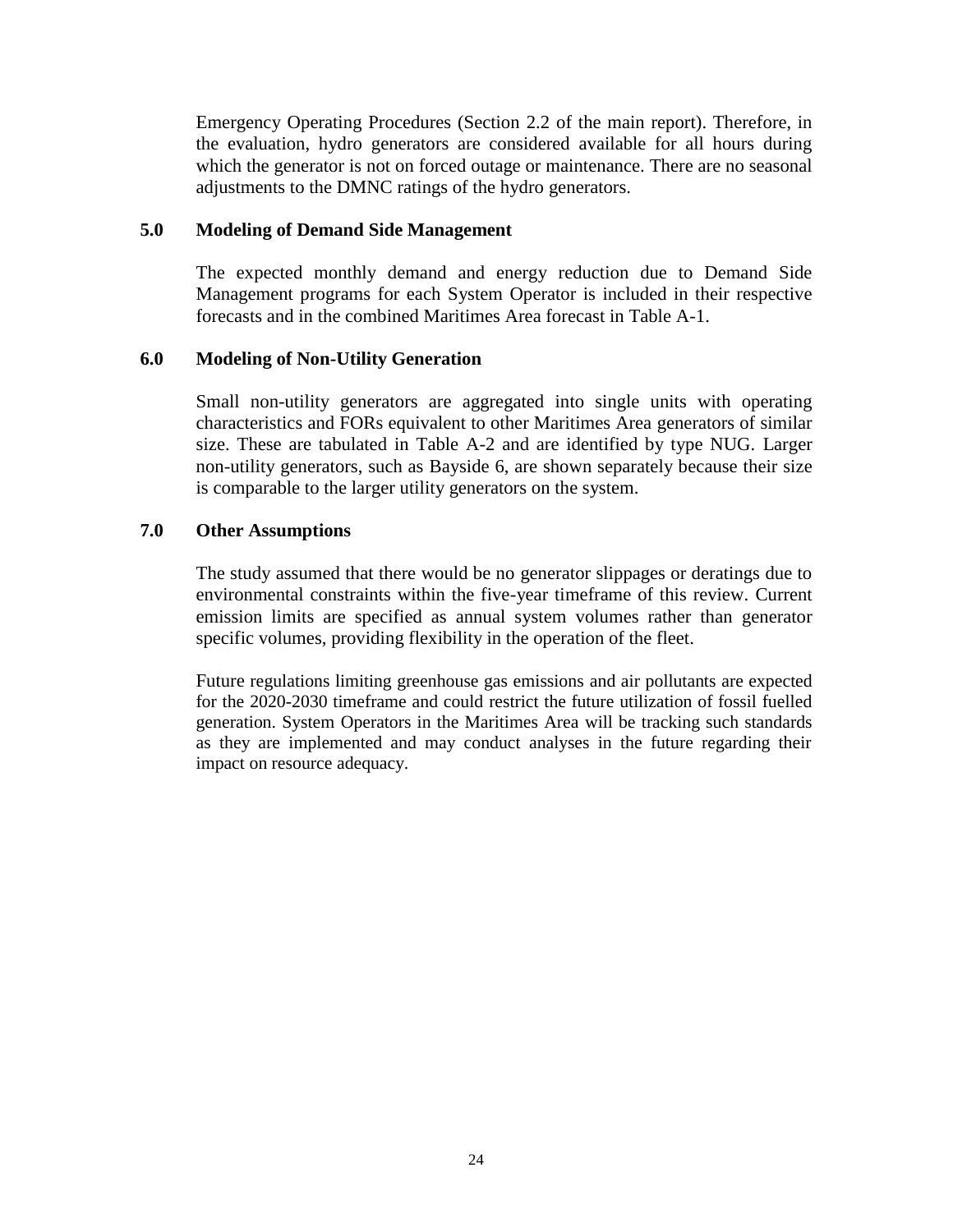Emergency Operating Procedures (Section 2.2 of the main report). Therefore, in the evaluation, hydro generators are considered available for all hours during which the generator is not on forced outage or maintenance. There are no seasonal adjustments to the DMNC ratings of the hydro generators.

## 5.0 Modeling of Demand Side Management

The expected monthly demand and energy reduction due to Demand Side Management programs for each System Operator is included in their respective forecasts and in the combined Maritimes Area forecast in Table A-1.

## 6.0 Modeling of Non-Utility Generation

Small non-utility generators are aggregated into single units with operating characteristics and FORs equivalent to other Maritimes Area generators of similar size. These are tabulated in Table A-2 and are identified by type NUG. Larger non-utility generators, such as Bayside 6, are shown separately because their size is comparable to the larger utility generators on the system.

## 7.0 Other Assumptions

The study assumed that there would be no generator slippages or deratings due to environmental constraints within the five-year timeframe of this review. Current emission limits are specified as annual system volumes rather than generator specific volumes, providing flexibility in the operation of the fleet.

Future regulations limiting greenhouse gas emissions and air pollutants are expected for the 2020-2030 timeframe and could restrict the future utilization of fossil fuelled generation. System Operators in the Maritimes Area will be tracking such standards as they are implemented and may conduct analyses in the future regarding their impact on resource adequacy.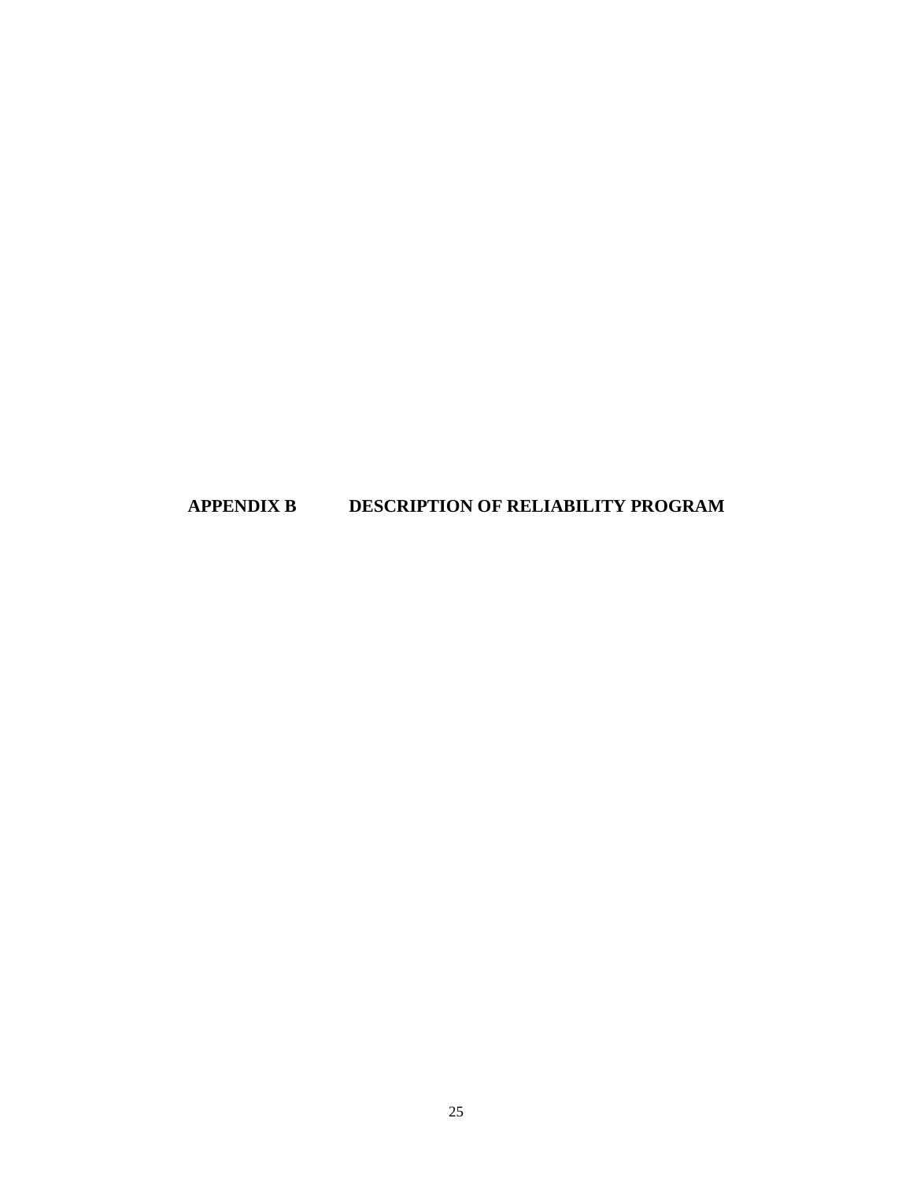# APPENDIX B DESCRIPTION OF RELIABILITY PROGRAM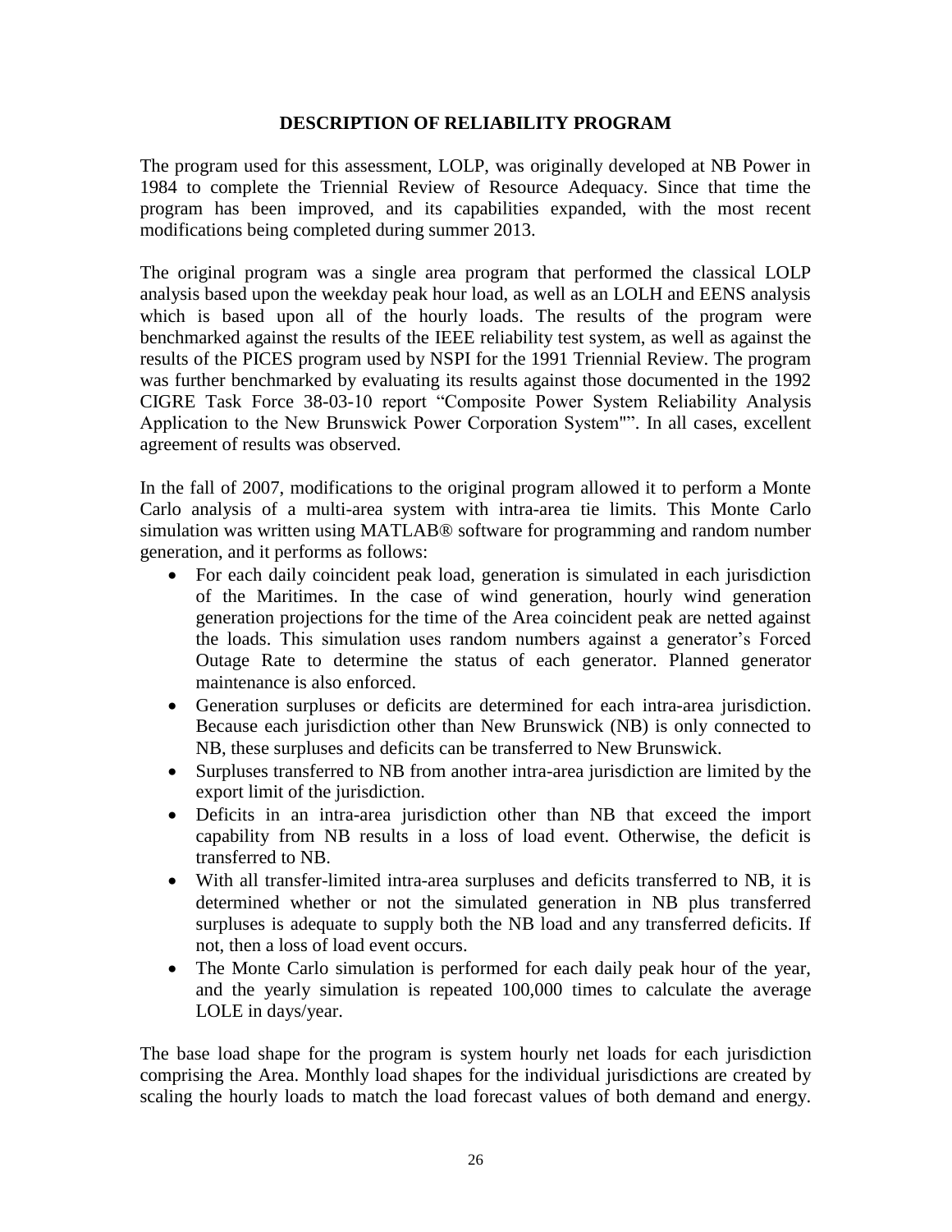# DESCRIPTION OF RELIABILITY PROGRAM

The program used for this assessment, LOLP, was originally developed at NB Power in 1984 to complete the Triennial Review of Resource Adequacy. Since that time the program has been improved, and its capabilities expanded, with the most recent modifications being completed during summer 2013.

The original program was a single area program that performed the classical LOLP analysis based upon the weekday peak hour load, as well as an LOLH and EENS analysis which is based upon all of the hourly loads. The results of the program were benchmarked against the results of the IEEE reliability test system, as well as against the results of the PICES program used by NSPI for the 1991 Triennial Review. The program was further benchmarked by evaluating its results against those documented in the 1992 CIGRE Task Force 38-03-10 report "Composite Power System Reliability Analysis Application to the New Brunswick Power Corporation System"". In all cases, excellent agreement of results was observed.

In the fall of 2007, modifications to the original program allowed it to perform a Monte Carlo analysis of a multi-area system with intra-area tie limits. This Monte Carlo simulation was written using MATLAB® software for programming and random number generation, and it performs as follows:

- For each daily coincident peak load, generation is simulated in each jurisdiction of the Maritimes. In the case of wind generation, hourly wind generation generation projections for the time of the Area coincident peak are netted against the loads. This simulation uses random numbers against a generator's Forced Outage Rate to determine the status of each generator. Planned generator maintenance is also enforced.
- Generation surpluses or deficits are determined for each intra-area jurisdiction. Because each jurisdiction other than New Brunswick (NB) is only connected to NB, these surpluses and deficits can be transferred to New Brunswick.
- Surpluses transferred to NB from another intra-area jurisdiction are limited by the export limit of the jurisdiction.
- Deficits in an intra-area jurisdiction other than NB that exceed the import capability from NB results in a loss of load event. Otherwise, the deficit is transferred to NB.
- With all transfer-limited intra-area surpluses and deficits transferred to NB, it is determined whether or not the simulated generation in NB plus transferred surpluses is adequate to supply both the NB load and any transferred deficits. If not, then a loss of load event occurs.
- The Monte Carlo simulation is performed for each daily peak hour of the year, and the yearly simulation is repeated 100,000 times to calculate the average LOLE in days/year.

The base load shape for the program is system hourly net loads for each jurisdiction comprising the Area. Monthly load shapes for the individual jurisdictions are created by scaling the hourly loads to match the load forecast values of both demand and energy.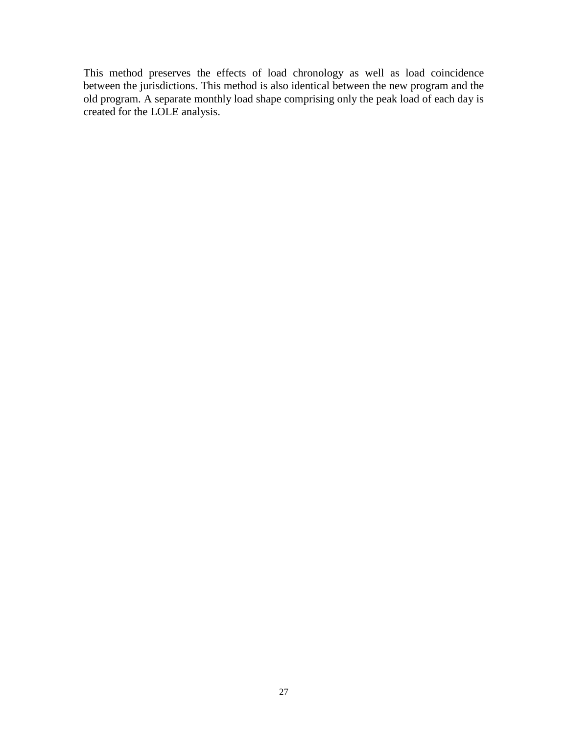This method preserves the effects of load chronology as well as load coincidence between the jurisdictions. This method is also identical between the new program and the old program. A separate monthly load shape comprising only the peak load of each day is created for the LOLE analysis.